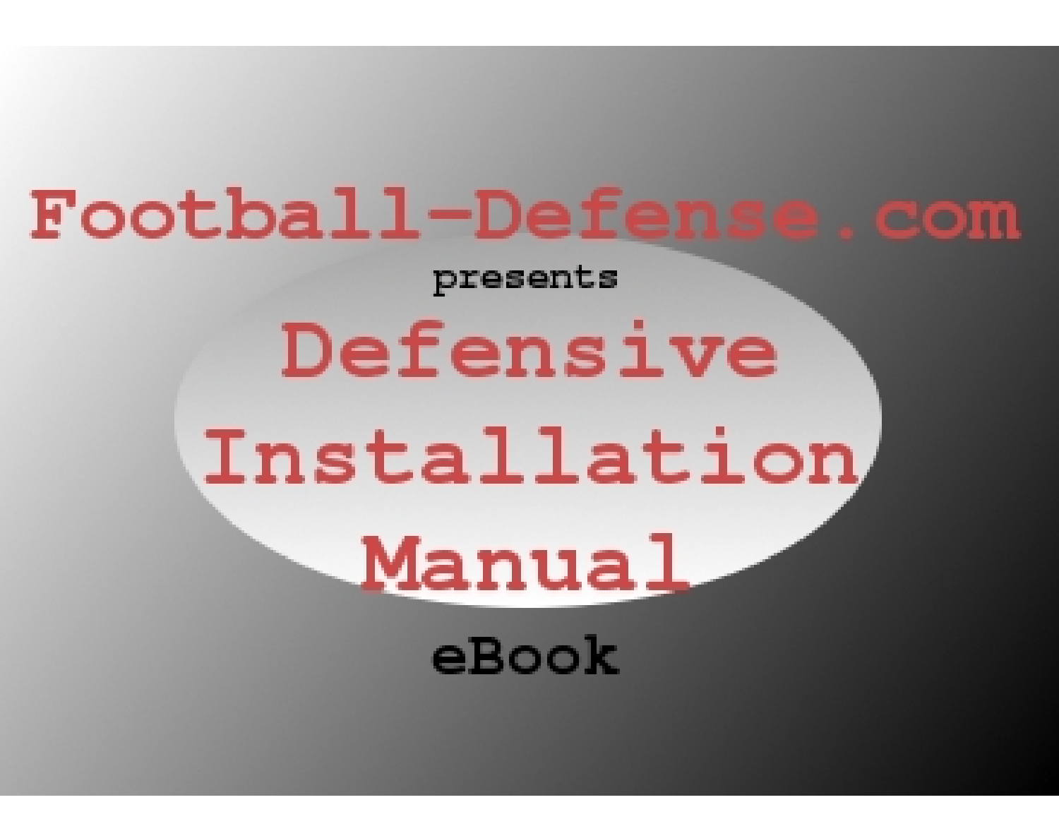# Football-Defense.com

presents

# Defensive Installation Manual

eBook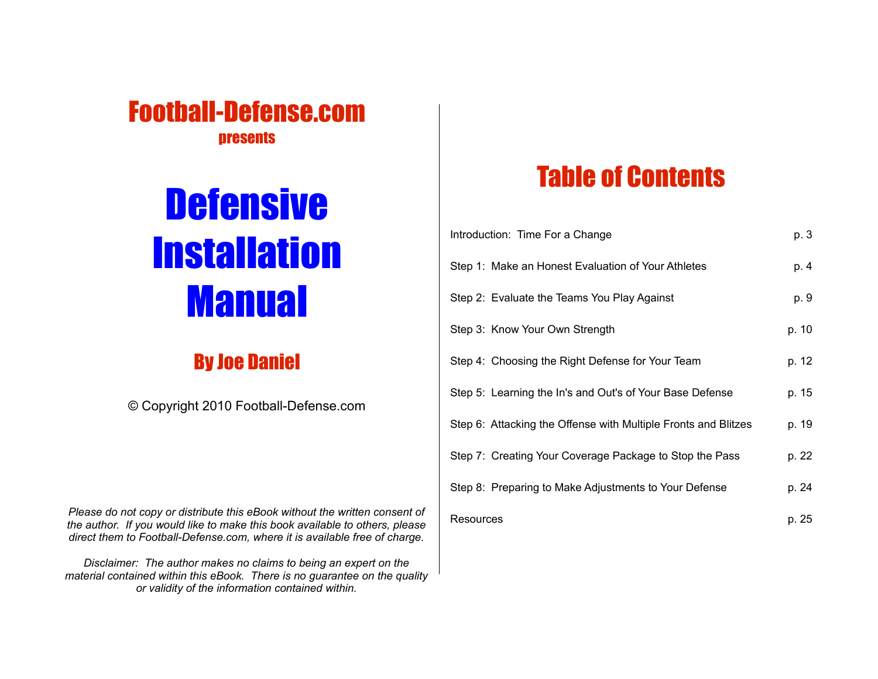**Football-Defense.com**
**presents**

# Defensive Installation Manual

## By Joe Daniel

© Copyright 2010 Football-Defense.com

*Please do not copy or distribute this eBook without the written consent of the author. If you would like to make this book available to others, please direct them to Football-Defense.com, where it is available free of charge.*

*Disclaimer: The author makes no claims to being an expert on the material contained within this eBook. There is no guarantee on the quality or validity of the information contained within.*

# Table of Contents

| | |
|---|---|
| Introduction: Time For a Change | p. 3 |
| Step 1: Make an Honest Evaluation of Your Athletes | p. 4 |
| Step 2: Evaluate the Teams You Play Against | p. 9 |
| Step 3: Know Your Own Strength | p. 10 |
| Step 4: Choosing the Right Defense for Your Team | p. 12 |
| Step 5: Learning the In's and Out's of Your Base Defense | p. 15 |
| Step 6: Attacking the Offense with Multiple Fronts and Blitzes | p. 19 |
| Step 7: Creating Your Coverage Package to Stop the Pass | p. 22 |
| Step 8: Preparing to Make Adjustments to Your Defense | p. 24 |
| Resources | p. 25 |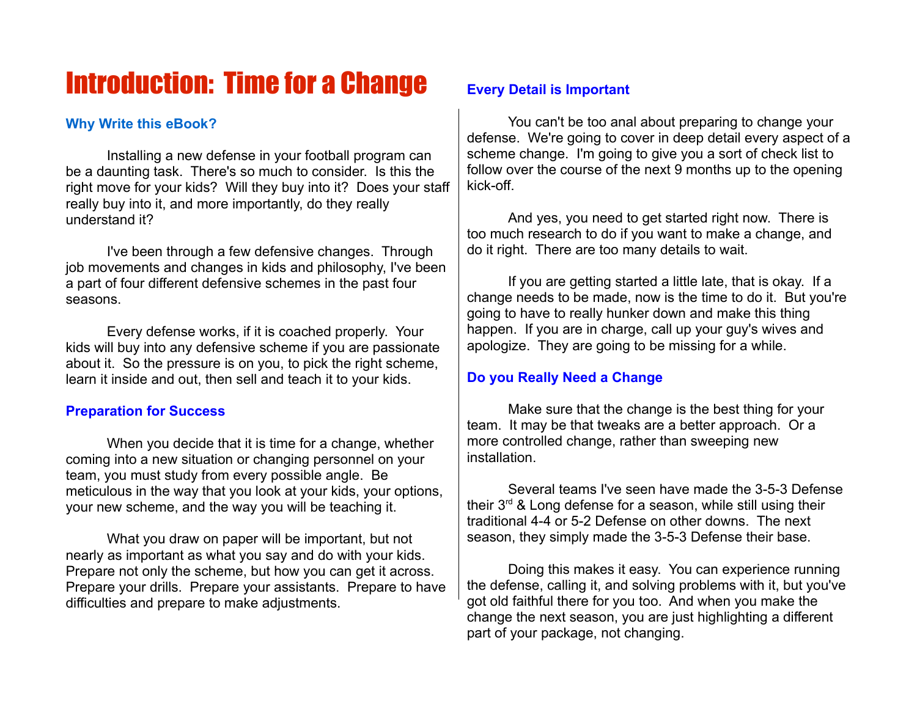# Introduction: Time for a Change

### Why Write this eBook?

Installing a new defense in your football program can be a daunting task. There's so much to consider. Is this the right move for your kids? Will they buy into it? Does your staff really buy into it, and more importantly, do they really understand it?

I've been through a few defensive changes. Through job movements and changes in kids and philosophy, I've been a part of four different defensive schemes in the past four seasons.

Every defense works, if it is coached properly. Your kids will buy into any defensive scheme if you are passionate about it. So the pressure is on you, to pick the right scheme, learn it inside and out, then sell and teach it to your kids.

### Preparation for Success

When you decide that it is time for a change, whether coming into a new situation or changing personnel on your team, you must study from every possible angle. Be meticulous in the way that you look at your kids, your options, your new scheme, and the way you will be teaching it.

What you draw on paper will be important, but not nearly as important as what you say and do with your kids. Prepare not only the scheme, but how you can get it across. Prepare your drills. Prepare your assistants. Prepare to have difficulties and prepare to make adjustments.

### Every Detail is Important

You can't be too anal about preparing to change your defense. We're going to cover in deep detail every aspect of a scheme change. I'm going to give you a sort of check list to follow over the course of the next 9 months up to the opening kick-off.

And yes, you need to get started right now. There is too much research to do if you want to make a change, and do it right. There are too many details to wait.

If you are getting started a little late, that is okay. If a change needs to be made, now is the time to do it. But you're going to have to really hunker down and make this thing happen. If you are in charge, call up your guy's wives and apologize. They are going to be missing for a while.

### Do you Really Need a Change

Make sure that the change is the best thing for your team. It may be that tweaks are a better approach. Or a more controlled change, rather than sweeping new installation.

Several teams I've seen have made the 3-5-3 Defense their 3rd & Long defense for a season, while still using their traditional 4-4 or 5-2 Defense on other downs. The next season, they simply made the 3-5-3 Defense their base.

Doing this makes it easy. You can experience running the defense, calling it, and solving problems with it, but you've got old faithful there for you too. And when you make the change the next season, you are just highlighting a different part of your package, not changing.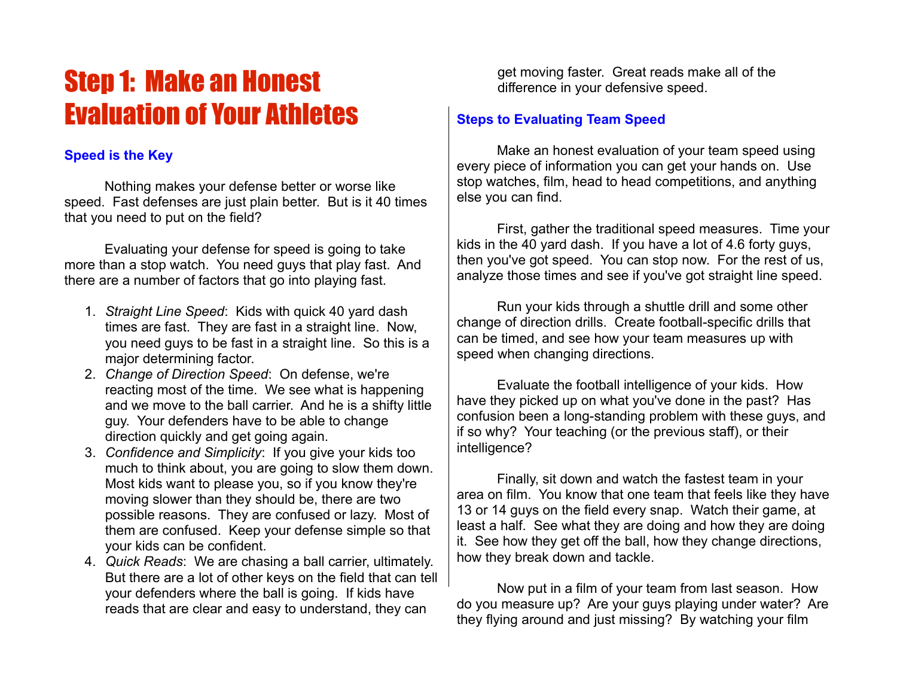# Step 1: Make an Honest Evaluation of Your Athletes

### Speed is the Key

Nothing makes your defense better or worse like speed. Fast defenses are just plain better. But is it 40 times that you need to put on the field?

Evaluating your defense for speed is going to take more than a stop watch. You need guys that play fast. And there are a number of factors that go into playing fast.

1. *Straight Line Speed*: Kids with quick 40 yard dash times are fast. They are fast in a straight line. Now, you need guys to be fast in a straight line. So this is a major determining factor.
2. *Change of Direction Speed*: On defense, we're reacting most of the time. We see what is happening and we move to the ball carrier. And he is a shifty little guy. Your defenders have to be able to change direction quickly and get going again.
3. *Confidence and Simplicity*: If you give your kids too much to think about, you are going to slow them down. Most kids want to please you, so if you know they're moving slower than they should be, there are two possible reasons. They are confused or lazy. Most of them are confused. Keep your defense simple so that your kids can be confident.
4. *Quick Reads*: We are chasing a ball carrier, ultimately. But there are a lot of other keys on the field that can tell your defenders where the ball is going. If kids have reads that are clear and easy to understand, they can get moving faster. Great reads make all of the difference in your defensive speed.

### Steps to Evaluating Team Speed

Make an honest evaluation of your team speed using every piece of information you can get your hands on. Use stop watches, film, head to head competitions, and anything else you can find.

First, gather the traditional speed measures. Time your kids in the 40 yard dash. If you have a lot of 4.6 forty guys, then you've got speed. You can stop now. For the rest of us, analyze those times and see if you've got straight line speed.

Run your kids through a shuttle drill and some other change of direction drills. Create football-specific drills that can be timed, and see how your team measures up with speed when changing directions.

Evaluate the football intelligence of your kids. How have they picked up on what you've done in the past? Has confusion been a long-standing problem with these guys, and if so why? Your teaching (or the previous staff), or their intelligence?

Finally, sit down and watch the fastest team in your area on film. You know that one team that feels like they have 13 or 14 guys on the field every snap. Watch their game, at least a half. See what they are doing and how they are doing it. See how they get off the ball, how they change directions, how they break down and tackle.

Now put in a film of your team from last season. How do you measure up? Are your guys playing under water? Are they flying around and just missing? By watching your film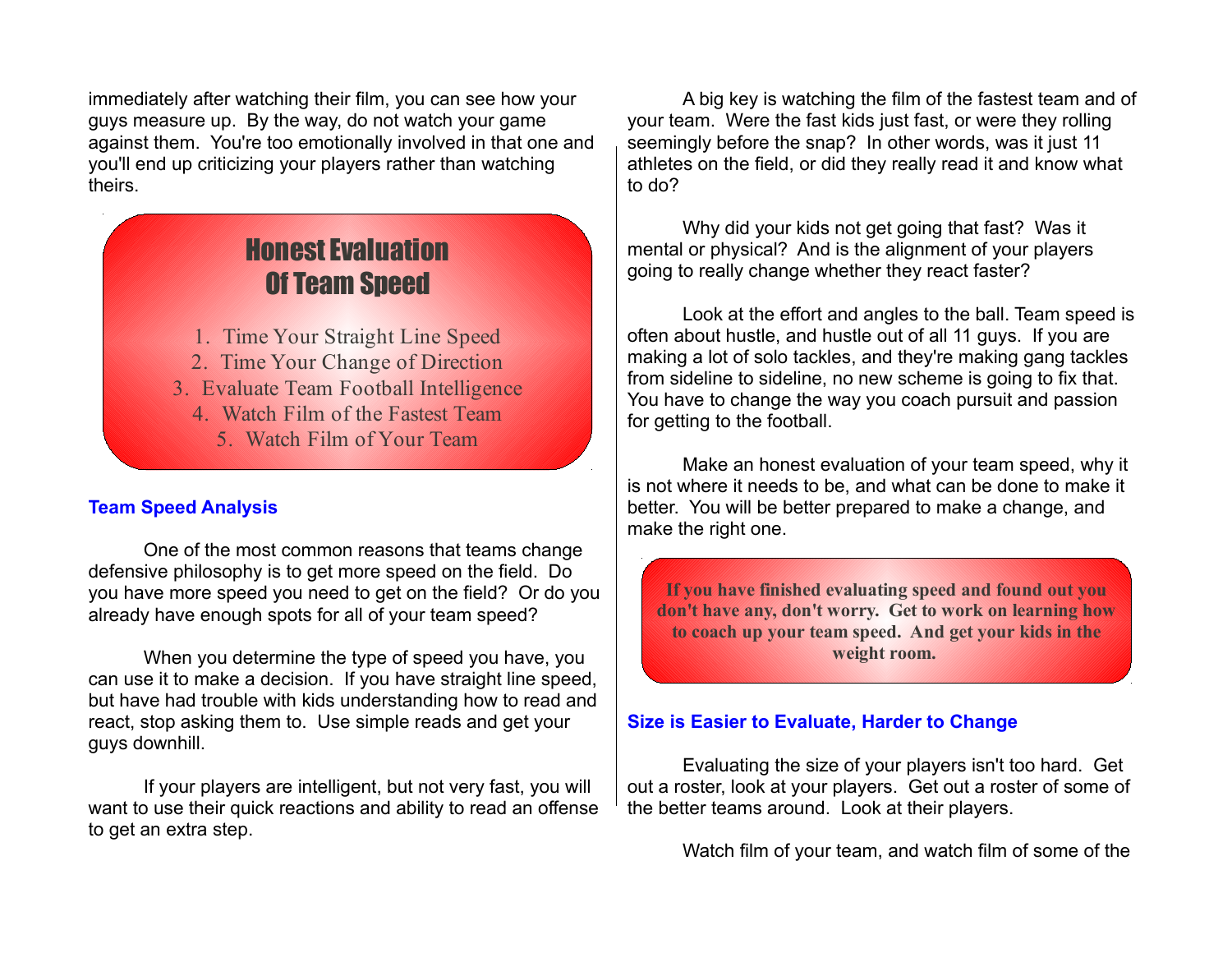immediately after watching their film, you can see how your guys measure up. By the way, do not watch your game against them. You're too emotionally involved in that one and you'll end up criticizing your players rather than watching theirs.

**Honest Evaluation Of Team Speed**

1. Time Your Straight Line Speed
2. Time Your Change of Direction
3. Evaluate Team Football Intelligence
4. Watch Film of the Fastest Team
5. Watch Film of Your Team

### Team Speed Analysis

One of the most common reasons that teams change defensive philosophy is to get more speed on the field. Do you have more speed you need to get on the field? Or do you already have enough spots for all of your team speed?

When you determine the type of speed you have, you can use it to make a decision. If you have straight line speed, but have had trouble with kids understanding how to read and react, stop asking them to. Use simple reads and get your guys downhill.

If your players are intelligent, but not very fast, you will want to use their quick reactions and ability to read an offense to get an extra step.

A big key is watching the film of the fastest team and of your team. Were the fast kids just fast, or were they rolling seemingly before the snap? In other words, was it just 11 athletes on the field, or did they really read it and know what to do?

Why did your kids not get going that fast? Was it mental or physical? And is the alignment of your players going to really change whether they react faster?

Look at the effort and angles to the ball. Team speed is often about hustle, and hustle out of all 11 guys. If you are making a lot of solo tackles, and they're making gang tackles from sideline to sideline, no new scheme is going to fix that. You have to change the way you coach pursuit and passion for getting to the football.

Make an honest evaluation of your team speed, why it is not where it needs to be, and what can be done to make it better. You will be better prepared to make a change, and make the right one.

**If you have finished evaluating speed and found out you don't have any, don't worry. Get to work on learning how to coach up your team speed. And get your kids in the weight room.**

### Size is Easier to Evaluate, Harder to Change

Evaluating the size of your players isn't too hard. Get out a roster, look at your players. Get out a roster of some of the better teams around. Look at their players.

Watch film of your team, and watch film of some of the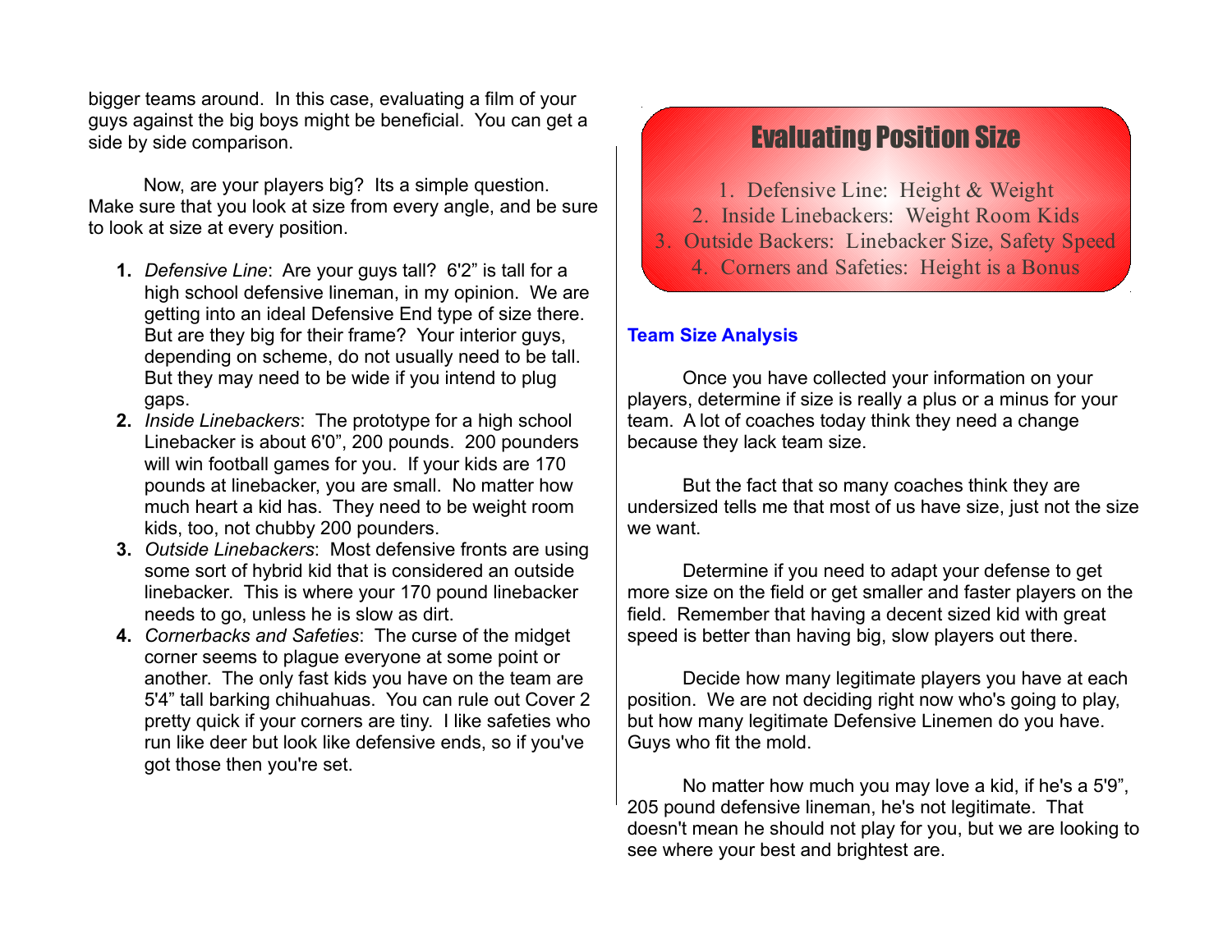bigger teams around. In this case, evaluating a film of your guys against the big boys might be beneficial. You can get a side by side comparison.

Now, are your players big? Its a simple question. Make sure that you look at size from every angle, and be sure to look at size at every position.

1. *Defensive Line*: Are your guys tall? 6'2" is tall for a high school defensive lineman, in my opinion. We are getting into an ideal Defensive End type of size there. But are they big for their frame? Your interior guys, depending on scheme, do not usually need to be tall. But they may need to be wide if you intend to plug gaps.
2. *Inside Linebackers*: The prototype for a high school Linebacker is about 6'0", 200 pounds. 200 pounders will win football games for you. If your kids are 170 pounds at linebacker, you are small. No matter how much heart a kid has. They need to be weight room kids, too, not chubby 200 pounders.
3. *Outside Linebackers*: Most defensive fronts are using some sort of hybrid kid that is considered an outside linebacker. This is where your 170 pound linebacker needs to go, unless he is slow as dirt.
4. *Cornerbacks and Safeties*: The curse of the midget corner seems to plague everyone at some point or another. The only fast kids you have on the team are 5'4" tall barking chihuahuas. You can rule out Cover 2 pretty quick if your corners are tiny. I like safeties who run like deer but look like defensive ends, so if you've got those then you're set.

## Evaluating Position Size

1. Defensive Line: Height & Weight
2. Inside Linebackers: Weight Room Kids
3. Outside Backers: Linebacker Size, Safety Speed
4. Corners and Safeties: Height is a Bonus

### Team Size Analysis

Once you have collected your information on your players, determine if size is really a plus or a minus for your team. A lot of coaches today think they need a change because they lack team size.

But the fact that so many coaches think they are undersized tells me that most of us have size, just not the size we want.

Determine if you need to adapt your defense to get more size on the field or get smaller and faster players on the field. Remember that having a decent sized kid with great speed is better than having big, slow players out there.

Decide how many legitimate players you have at each position. We are not deciding right now who's going to play, but how many legitimate Defensive Linemen do you have. Guys who fit the mold.

No matter how much you may love a kid, if he's a 5'9", 205 pound defensive lineman, he's not legitimate. That doesn't mean he should not play for you, but we are looking to see where your best and brightest are.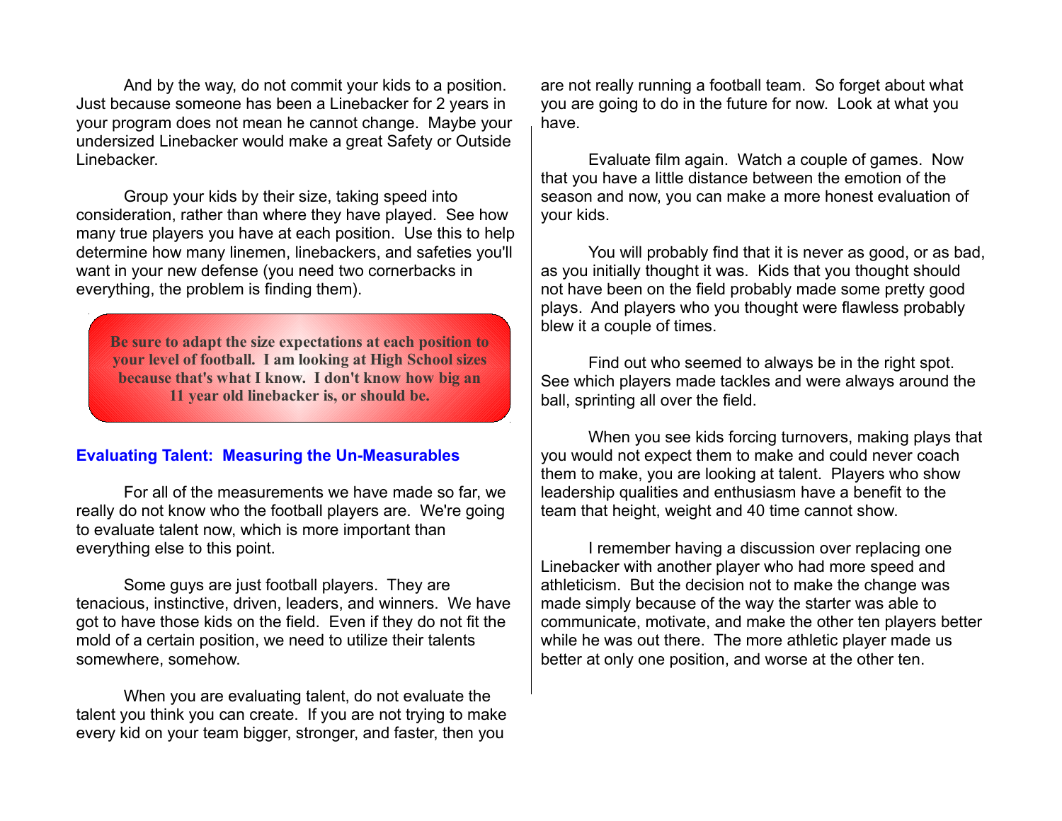And by the way, do not commit your kids to a position. Just because someone has been a Linebacker for 2 years in your program does not mean he cannot change. Maybe your undersized Linebacker would make a great Safety or Outside Linebacker.

Group your kids by their size, taking speed into consideration, rather than where they have played. See how many true players you have at each position. Use this to help determine how many linemen, linebackers, and safeties you'll want in your new defense (you need two cornerbacks in everything, the problem is finding them).

**Be sure to adapt the size expectations at each position to your level of football. I am looking at High School sizes because that's what I know. I don't know how big an 11 year old linebacker is, or should be.**

## Evaluating Talent: Measuring the Un-Measurables

For all of the measurements we have made so far, we really do not know who the football players are. We're going to evaluate talent now, which is more important than everything else to this point.

Some guys are just football players. They are tenacious, instinctive, driven, leaders, and winners. We have got to have those kids on the field. Even if they do not fit the mold of a certain position, we need to utilize their talents somewhere, somehow.

When you are evaluating talent, do not evaluate the talent you think you can create. If you are not trying to make every kid on your team bigger, stronger, and faster, then you are not really running a football team. So forget about what you are going to do in the future for now. Look at what you have.

Evaluate film again. Watch a couple of games. Now that you have a little distance between the emotion of the season and now, you can make a more honest evaluation of your kids.

You will probably find that it is never as good, or as bad, as you initially thought it was. Kids that you thought should not have been on the field probably made some pretty good plays. And players who you thought were flawless probably blew it a couple of times.

Find out who seemed to always be in the right spot. See which players made tackles and were always around the ball, sprinting all over the field.

When you see kids forcing turnovers, making plays that you would not expect them to make and could never coach them to make, you are looking at talent. Players who show leadership qualities and enthusiasm have a benefit to the team that height, weight and 40 time cannot show.

I remember having a discussion over replacing one Linebacker with another player who had more speed and athleticism. But the decision not to make the change was made simply because of the way the starter was able to communicate, motivate, and make the other ten players better while he was out there. The more athletic player made us better at only one position, and worse at the other ten.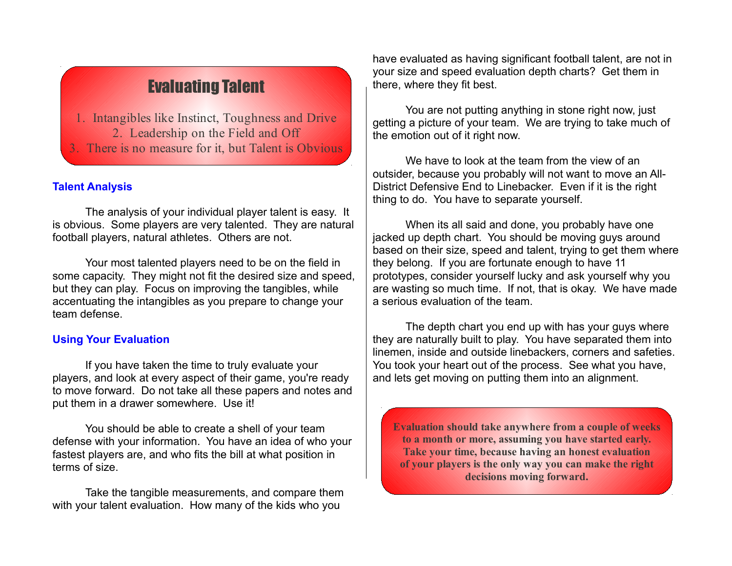## Evaluating Talent

1. Intangibles like Instinct, Toughness and Drive
2. Leadership on the Field and Off
3. There is no measure for it, but Talent is Obvious

### Talent Analysis

The analysis of your individual player talent is easy. It is obvious. Some players are very talented. They are natural football players, natural athletes. Others are not.

Your most talented players need to be on the field in some capacity. They might not fit the desired size and speed, but they can play. Focus on improving the tangibles, while accentuating the intangibles as you prepare to change your team defense.

### Using Your Evaluation

If you have taken the time to truly evaluate your players, and look at every aspect of their game, you're ready to move forward. Do not take all these papers and notes and put them in a drawer somewhere. Use it!

You should be able to create a shell of your team defense with your information. You have an idea of who your fastest players are, and who fits the bill at what position in terms of size.

Take the tangible measurements, and compare them with your talent evaluation. How many of the kids who you have evaluated as having significant football talent, are not in your size and speed evaluation depth charts? Get them in there, where they fit best.

You are not putting anything in stone right now, just getting a picture of your team. We are trying to take much of the emotion out of it right now.

We have to look at the team from the view of an outsider, because you probably will not want to move an All-District Defensive End to Linebacker. Even if it is the right thing to do. You have to separate yourself.

When its all said and done, you probably have one jacked up depth chart. You should be moving guys around based on their size, speed and talent, trying to get them where they belong. If you are fortunate enough to have 11 prototypes, consider yourself lucky and ask yourself why you are wasting so much time. If not, that is okay. We have made a serious evaluation of the team.

The depth chart you end up with has your guys where they are naturally built to play. You have separated them into linemen, inside and outside linebackers, corners and safeties. You took your heart out of the process. See what you have, and lets get moving on putting them into an alignment.

**Evaluation should take anywhere from a couple of weeks to a month or more, assuming you have started early. Take your time, because having an honest evaluation of your players is the only way you can make the right decisions moving forward.**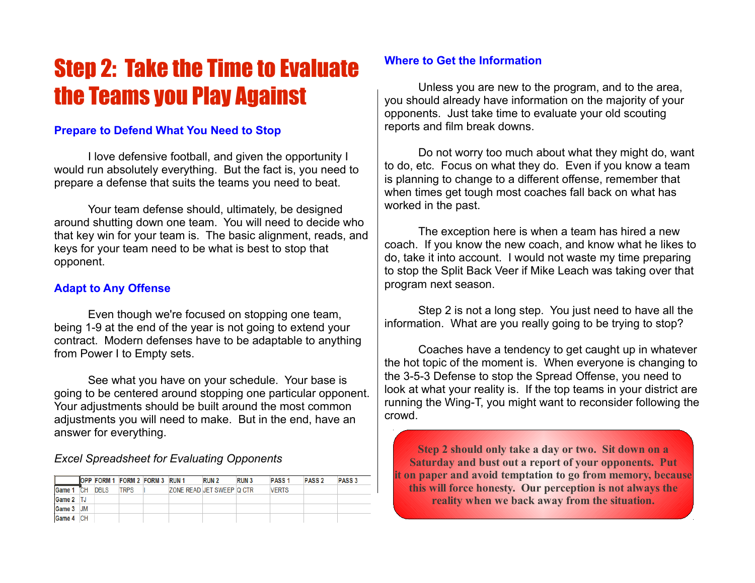# Step 2: Take the Time to Evaluate the Teams you Play Against

### Prepare to Defend What You Need to Stop

I love defensive football, and given the opportunity I would run absolutely everything. But the fact is, you need to prepare a defense that suits the teams you need to beat.

Your team defense should, ultimately, be designed around shutting down one team. You will need to decide who that key win for your team is. The basic alignment, reads, and keys for your team need to be what is best to stop that opponent.

### Adapt to Any Offense

Even though we're focused on stopping one team, being 1-9 at the end of the year is not going to extend your contract. Modern defenses have to be adaptable to anything from Power I to Empty sets.

See what you have on your schedule. Your base is going to be centered around stopping one particular opponent. Your adjustments should be built around the most common adjustments you will need to make. But in the end, have an answer for everything.

*Excel Spreadsheet for Evaluating Opponents*

| | OPP | FORM 1 | FORM 2 | FORM 3 | RUN 1 | RUN 2 | RUN 3 | PASS 1 | PASS 2 | PASS 3 |
|---|---|---|---|---|---|---|---|---|---|---|
| Game 1 | CH | DBLS | TRPS | I | ZONE READ | JET SWEEP | Q CTR | VERTS | | |
| Game 2 | TJ | | | | | | | | | |
| Game 3 | JM | | | | | | | | | |
| Game 4 | CH | | | | | | | | | |

### Where to Get the Information

Unless you are new to the program, and to the area, you should already have information on the majority of your opponents. Just take time to evaluate your old scouting reports and film break downs.

Do not worry too much about what they might do, want to do, etc. Focus on what they do. Even if you know a team is planning to change to a different offense, remember that when times get tough most coaches fall back on what has worked in the past.

The exception here is when a team has hired a new coach. If you know the new coach, and know what he likes to do, take it into account. I would not waste my time preparing to stop the Split Back Veer if Mike Leach was taking over that program next season.

Step 2 is not a long step. You just need to have all the information. What are you really going to be trying to stop?

Coaches have a tendency to get caught up in whatever the hot topic of the moment is. When everyone is changing to the 3-5-3 Defense to stop the Spread Offense, you need to look at what your reality is. If the top teams in your district are running the Wing-T, you might want to reconsider following the crowd.

**Step 2 should only take a day or two. Sit down on a Saturday and bust out a report of your opponents. Put it on paper and avoid temptation to go from memory, because this will force honesty. Our perception is not always the reality when we back away from the situation.**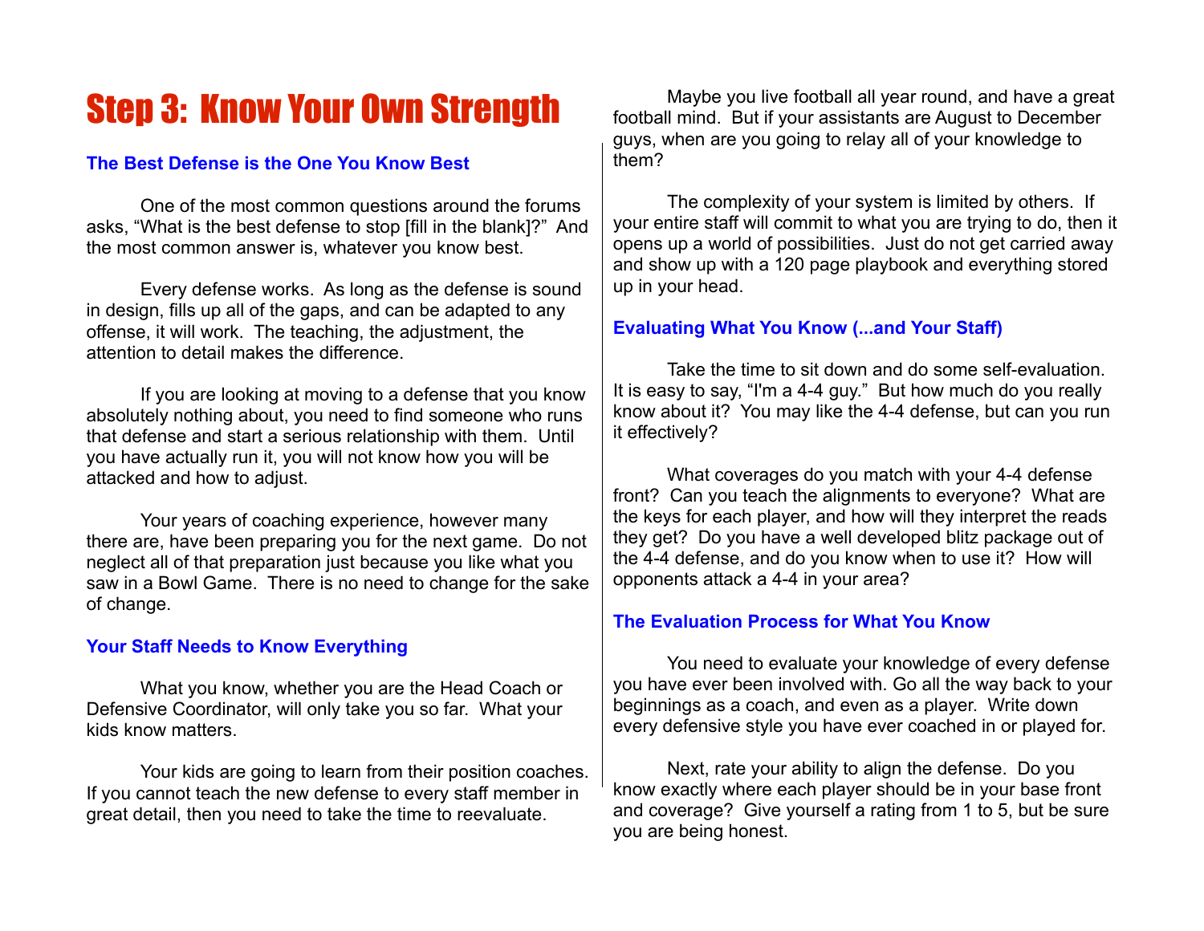# Step 3: Know Your Own Strength

### The Best Defense is the One You Know Best

One of the most common questions around the forums asks, “What is the best defense to stop [fill in the blank]?” And the most common answer is, whatever you know best.

Every defense works. As long as the defense is sound in design, fills up all of the gaps, and can be adapted to any offense, it will work. The teaching, the adjustment, the attention to detail makes the difference.

If you are looking at moving to a defense that you know absolutely nothing about, you need to find someone who runs that defense and start a serious relationship with them. Until you have actually run it, you will not know how you will be attacked and how to adjust.

Your years of coaching experience, however many there are, have been preparing you for the next game. Do not neglect all of that preparation just because you like what you saw in a Bowl Game. There is no need to change for the sake of change.

### Your Staff Needs to Know Everything

What you know, whether you are the Head Coach or Defensive Coordinator, will only take you so far. What your kids know matters.

Your kids are going to learn from their position coaches. If you cannot teach the new defense to every staff member in great detail, then you need to take the time to reevaluate.

Maybe you live football all year round, and have a great football mind. But if your assistants are August to December guys, when are you going to relay all of your knowledge to them?

The complexity of your system is limited by others. If your entire staff will commit to what you are trying to do, then it opens up a world of possibilities. Just do not get carried away and show up with a 120 page playbook and everything stored up in your head.

### Evaluating What You Know (...and Your Staff)

Take the time to sit down and do some self-evaluation. It is easy to say, “I'm a 4-4 guy.” But how much do you really know about it? You may like the 4-4 defense, but can you run it effectively?

What coverages do you match with your 4-4 defense front? Can you teach the alignments to everyone? What are the keys for each player, and how will they interpret the reads they get? Do you have a well developed blitz package out of the 4-4 defense, and do you know when to use it? How will opponents attack a 4-4 in your area?

### The Evaluation Process for What You Know

You need to evaluate your knowledge of every defense you have ever been involved with. Go all the way back to your beginnings as a coach, and even as a player. Write down every defensive style you have ever coached in or played for.

Next, rate your ability to align the defense. Do you know exactly where each player should be in your base front and coverage? Give yourself a rating from 1 to 5, but be sure you are being honest.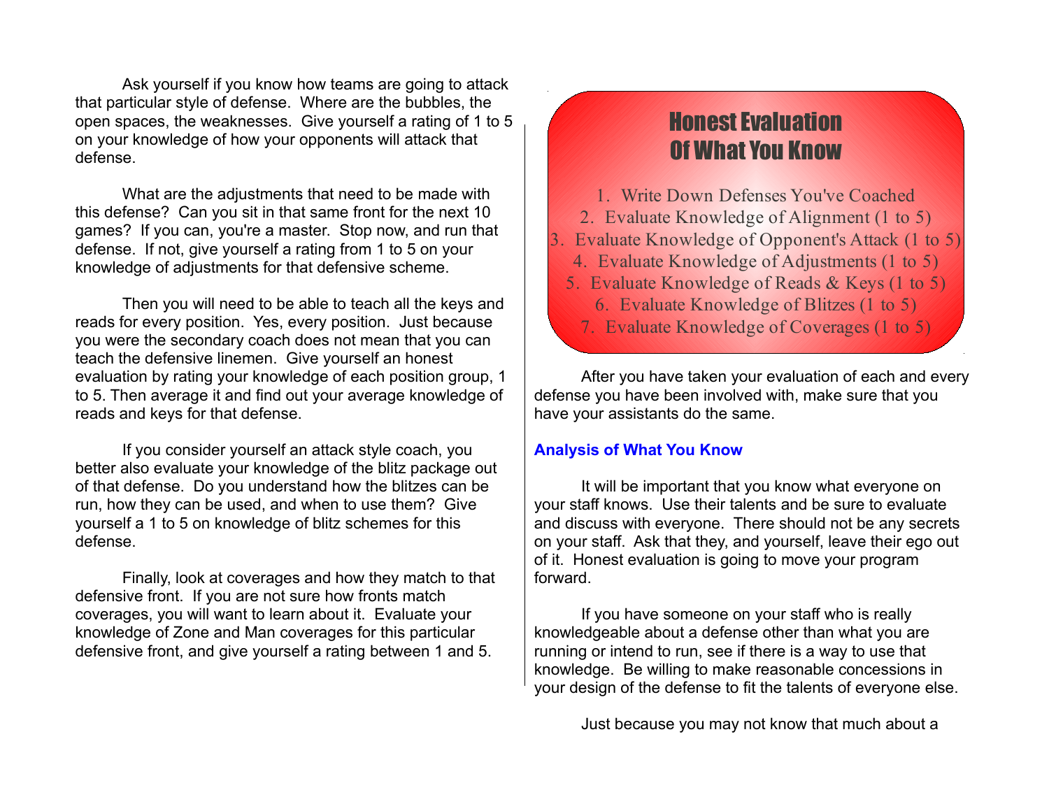Ask yourself if you know how teams are going to attack that particular style of defense. Where are the bubbles, the open spaces, the weaknesses. Give yourself a rating of 1 to 5 on your knowledge of how your opponents will attack that defense.

What are the adjustments that need to be made with this defense? Can you sit in that same front for the next 10 games? If you can, you're a master. Stop now, and run that defense. If not, give yourself a rating from 1 to 5 on your knowledge of adjustments for that defensive scheme.

Then you will need to be able to teach all the keys and reads for every position. Yes, every position. Just because you were the secondary coach does not mean that you can teach the defensive linemen. Give yourself an honest evaluation by rating your knowledge of each position group, 1 to 5. Then average it and find out your average knowledge of reads and keys for that defense.

If you consider yourself an attack style coach, you better also evaluate your knowledge of the blitz package out of that defense. Do you understand how the blitzes can be run, how they can be used, and when to use them? Give yourself a 1 to 5 on knowledge of blitz schemes for this defense.

Finally, look at coverages and how they match to that defensive front. If you are not sure how fronts match coverages, you will want to learn about it. Evaluate your knowledge of Zone and Man coverages for this particular defensive front, and give yourself a rating between 1 and 5.

## Honest Evaluation Of What You Know

1. Write Down Defenses You've Coached
2. Evaluate Knowledge of Alignment (1 to 5)
3. Evaluate Knowledge of Opponent's Attack (1 to 5)
4. Evaluate Knowledge of Adjustments (1 to 5)
5. Evaluate Knowledge of Reads & Keys (1 to 5)
6. Evaluate Knowledge of Blitzes (1 to 5)
7. Evaluate Knowledge of Coverages (1 to 5)

After you have taken your evaluation of each and every defense you have been involved with, make sure that you have your assistants do the same.

### Analysis of What You Know

It will be important that you know what everyone on your staff knows. Use their talents and be sure to evaluate and discuss with everyone. There should not be any secrets on your staff. Ask that they, and yourself, leave their ego out of it. Honest evaluation is going to move your program forward.

If you have someone on your staff who is really knowledgeable about a defense other than what you are running or intend to run, see if there is a way to use that knowledge. Be willing to make reasonable concessions in your design of the defense to fit the talents of everyone else.

Just because you may not know that much about a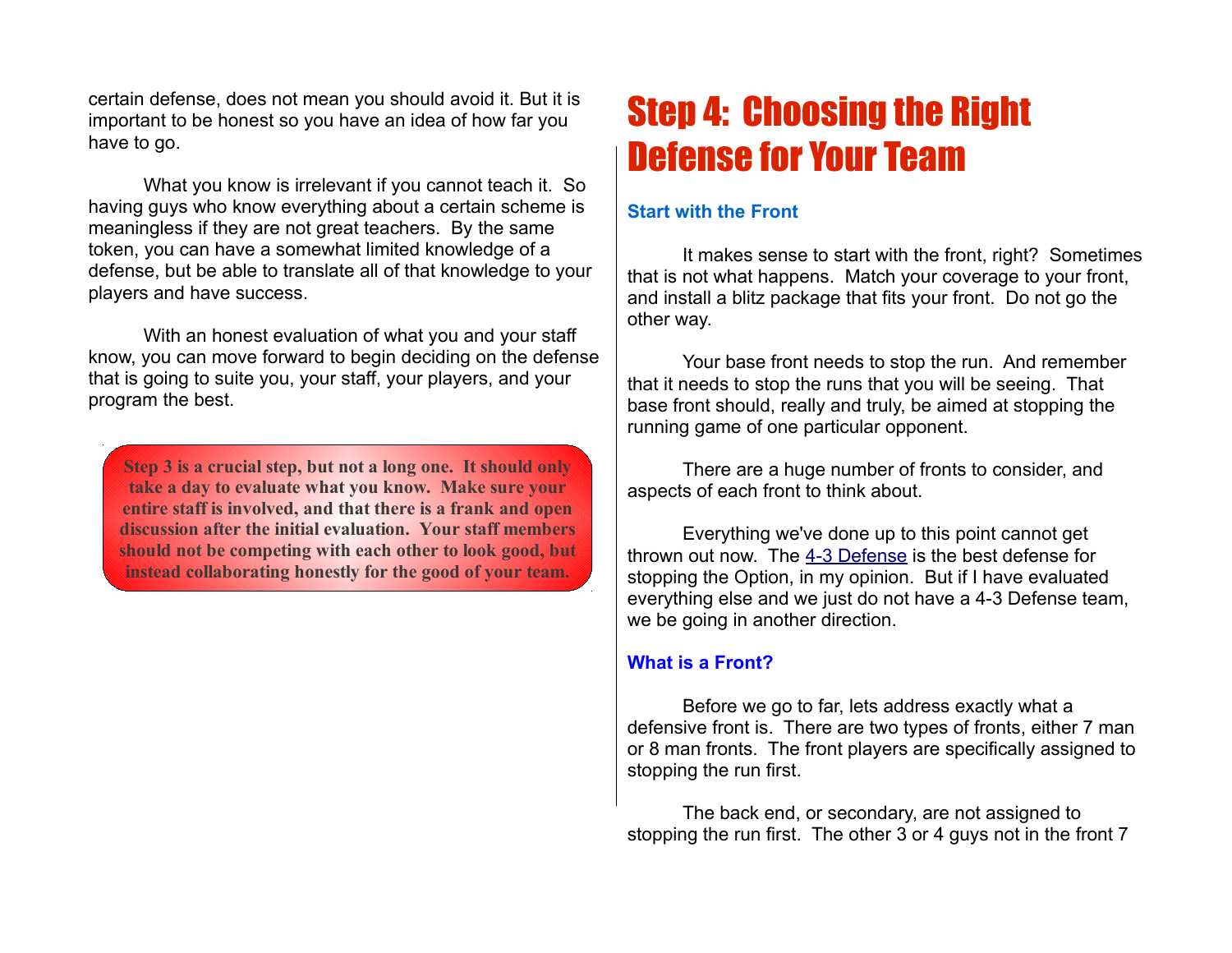certain defense, does not mean you should avoid it. But it is important to be honest so you have an idea of how far you have to go.

What you know is irrelevant if you cannot teach it. So having guys who know everything about a certain scheme is meaningless if they are not great teachers. By the same token, you can have a somewhat limited knowledge of a defense, but be able to translate all of that knowledge to your players and have success.

With an honest evaluation of what you and your staff know, you can move forward to begin deciding on the defense that is going to suite you, your staff, your players, and your program the best.

> **Step 3 is a crucial step, but not a long one. It should only take a day to evaluate what you know. Make sure your entire staff is involved, and that there is a frank and open discussion after the initial evaluation. Your staff members should not be competing with each other to look good, but instead collaborating honestly for the good of your team.**

# Step 4: Choosing the Right Defense for Your Team

### Start with the Front

It makes sense to start with the front, right? Sometimes that is not what happens. Match your coverage to your front, and install a blitz package that fits your front. Do not go the other way.

Your base front needs to stop the run. And remember that it needs to stop the runs that you will be seeing. That base front should, really and truly, be aimed at stopping the running game of one particular opponent.

There are a huge number of fronts to consider, and aspects of each front to think about.

Everything we've done up to this point cannot get thrown out now. The 4-3 Defense is the best defense for stopping the Option, in my opinion. But if I have evaluated everything else and we just do not have a 4-3 Defense team, we be going in another direction.

### What is a Front?

Before we go to far, lets address exactly what a defensive front is. There are two types of fronts, either 7 man or 8 man fronts. The front players are specifically assigned to stopping the run first.

The back end, or secondary, are not assigned to stopping the run first. The other 3 or 4 guys not in the front 7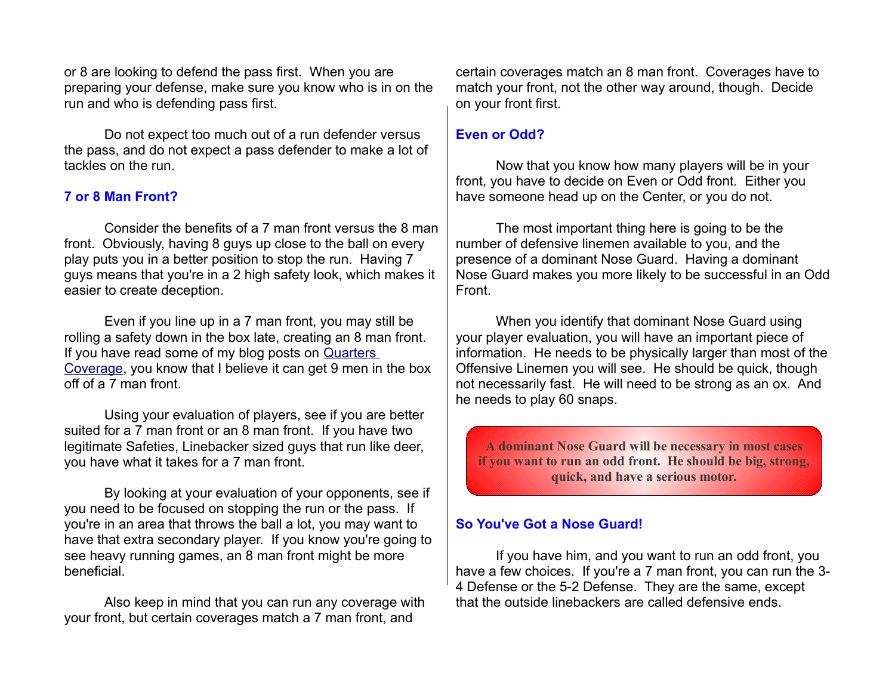or 8 are looking to defend the pass first. When you are preparing your defense, make sure you know who is in on the run and who is defending pass first.

Do not expect too much out of a run defender versus the pass, and do not expect a pass defender to make a lot of tackles on the run.

### 7 or 8 Man Front?

Consider the benefits of a 7 man front versus the 8 man front. Obviously, having 8 guys up close to the ball on every play puts you in a better position to stop the run. Having 7 guys means that you're in a 2 high safety look, which makes it easier to create deception.

Even if you line up in a 7 man front, you may still be rolling a safety down in the box late, creating an 8 man front. If you have read some of my blog posts on [Quarters Coverage](), you know that I believe it can get 9 men in the box off of a 7 man front.

Using your evaluation of players, see if you are better suited for a 7 man front or an 8 man front. If you have two legitimate Safeties, Linebacker sized guys that run like deer, you have what it takes for a 7 man front.

By looking at your evaluation of your opponents, see if you need to be focused on stopping the run or the pass. If you're in an area that throws the ball a lot, you may want to have that extra secondary player. If you know you're going to see heavy running games, an 8 man front might be more beneficial.

Also keep in mind that you can run any coverage with your front, but certain coverages match a 7 man front, and certain coverages match an 8 man front. Coverages have to match your front, not the other way around, though. Decide on your front first.

### Even or Odd?

Now that you know how many players will be in your front, you have to decide on Even or Odd front. Either you have someone head up on the Center, or you do not.

The most important thing here is going to be the number of defensive linemen available to you, and the presence of a dominant Nose Guard. Having a dominant Nose Guard makes you more likely to be successful in an Odd Front.

When you identify that dominant Nose Guard using your player evaluation, you will have an important piece of information. He needs to be physically larger than most of the Offensive Linemen you will see. He should be quick, though not necessarily fast. He will need to be strong as an ox. And he needs to play 60 snaps.

> **A dominant Nose Guard will be necessary in most cases if you want to run an odd front. He should be big, strong, quick, and have a serious motor.**

### So You've Got a Nose Guard!

If you have him, and you want to run an odd front, you have a few choices. If you're a 7 man front, you can run the 3-4 Defense or the 5-2 Defense. They are the same, except that the outside linebackers are called defensive ends.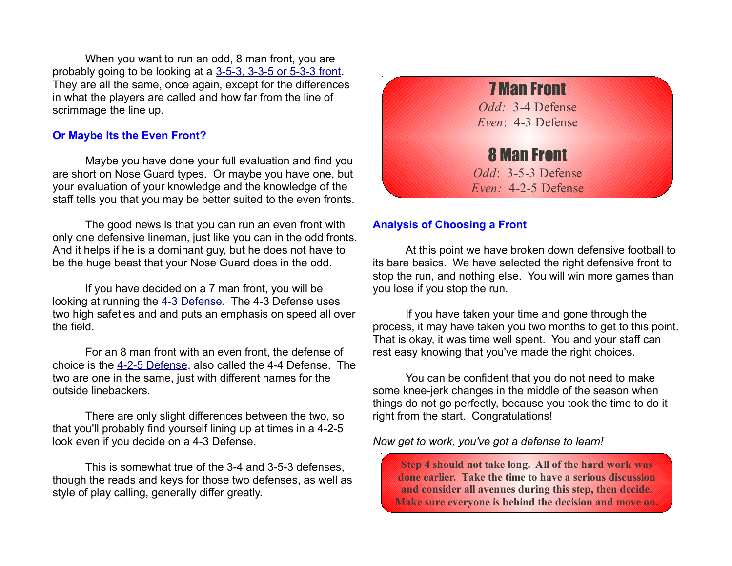When you want to run an odd, 8 man front, you are probably going to be looking at a 3-5-3, 3-3-5 or 5-3-3 front. They are all the same, once again, except for the differences in what the players are called and how far from the line of scrimmage the line up.

### Or Maybe Its the Even Front?

Maybe you have done your full evaluation and find you are short on Nose Guard types. Or maybe you have one, but your evaluation of your knowledge and the knowledge of the staff tells you that you may be better suited to the even fronts.

The good news is that you can run an even front with only one defensive lineman, just like you can in the odd fronts. And it helps if he is a dominant guy, but he does not have to be the huge beast that your Nose Guard does in the odd.

If you have decided on a 7 man front, you will be looking at running the 4-3 Defense. The 4-3 Defense uses two high safeties and and puts an emphasis on speed all over the field.

For an 8 man front with an even front, the defense of choice is the 4-2-5 Defense, also called the 4-4 Defense. The two are one in the same, just with different names for the outside linebackers.

There are only slight differences between the two, so that you'll probably find yourself lining up at times in a 4-2-5 look even if you decide on a 4-3 Defense.

This is somewhat true of the 3-4 and 3-5-3 defenses, though the reads and keys for those two defenses, as well as style of play calling, generally differ greatly.

**7 Man Front**

*Odd:* 3-4 Defense
*Even*: 4-3 Defense

**8 Man Front**

*Odd*: 3-5-3 Defense
*Even:* 4-2-5 Defense

### Analysis of Choosing a Front

At this point we have broken down defensive football to its bare basics. We have selected the right defensive front to stop the run, and nothing else. You will win more games than you lose if you stop the run.

If you have taken your time and gone through the process, it may have taken you two months to get to this point. That is okay, it was time well spent. You and your staff can rest easy knowing that you've made the right choices.

You can be confident that you do not need to make some knee-jerk changes in the middle of the season when things do not go perfectly, because you took the time to do it right from the start. Congratulations!

*Now get to work, you've got a defense to learn!*

**Step 4 should not take long. All of the hard work was done earlier. Take the time to have a serious discussion and consider all avenues during this step, then decide. Make sure everyone is behind the decision and move on.**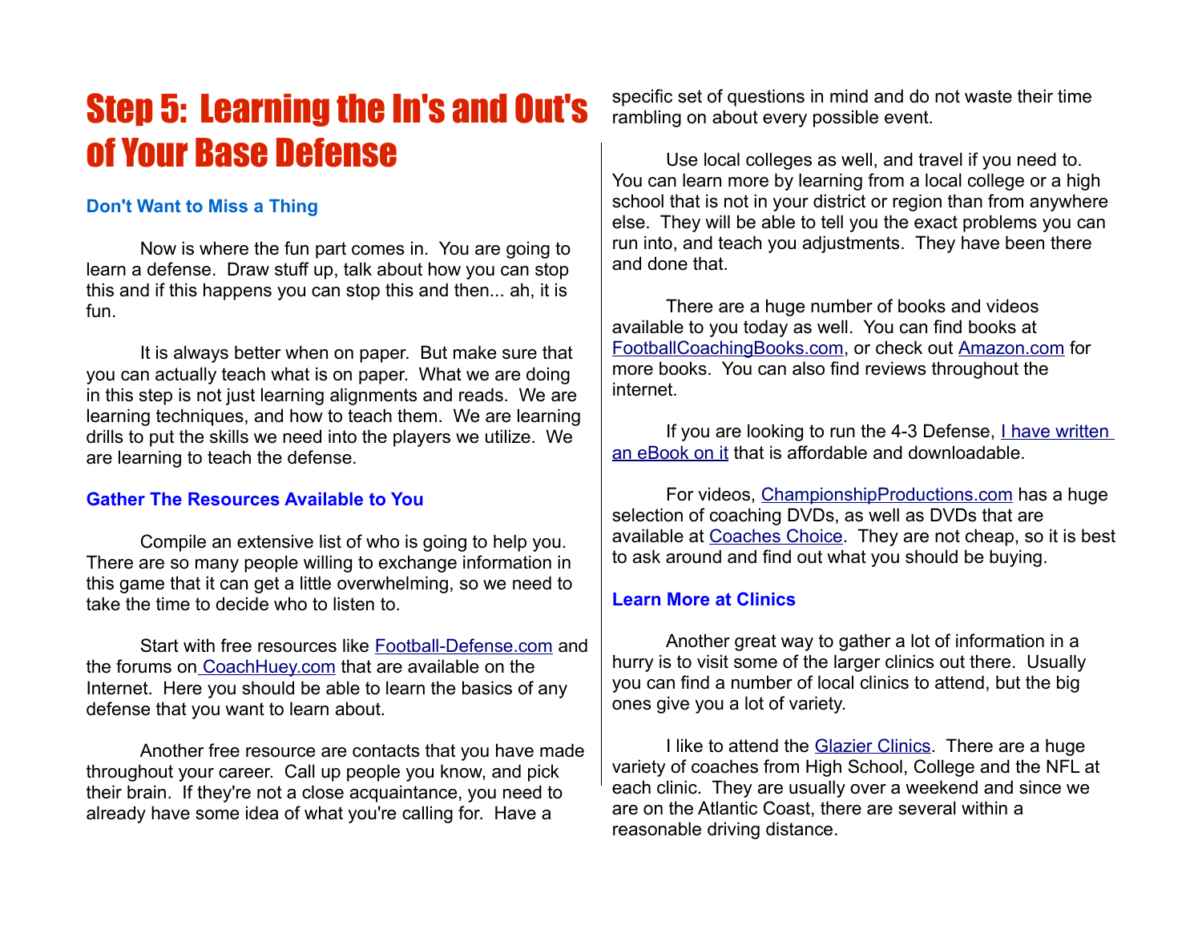# Step 5: Learning the In's and Out's of Your Base Defense

### Don't Want to Miss a Thing

Now is where the fun part comes in. You are going to learn a defense. Draw stuff up, talk about how you can stop this and if this happens you can stop this and then... ah, it is fun.

It is always better when on paper. But make sure that you can actually teach what is on paper. What we are doing in this step is not just learning alignments and reads. We are learning techniques, and how to teach them. We are learning drills to put the skills we need into the players we utilize. We are learning to teach the defense.

### Gather The Resources Available to You

Compile an extensive list of who is going to help you. There are so many people willing to exchange information in this game that it can get a little overwhelming, so we need to take the time to decide who to listen to.

Start with free resources like Football-Defense.com and the forums on CoachHuey.com that are available on the Internet. Here you should be able to learn the basics of any defense that you want to learn about.

Another free resource are contacts that you have made throughout your career. Call up people you know, and pick their brain. If they're not a close acquaintance, you need to already have some idea of what you're calling for. Have a specific set of questions in mind and do not waste their time rambling on about every possible event.

Use local colleges as well, and travel if you need to. You can learn more by learning from a local college or a high school that is not in your district or region than from anywhere else. They will be able to tell you the exact problems you can run into, and teach you adjustments. They have been there and done that.

There are a huge number of books and videos available to you today as well. You can find books at FootballCoachingBooks.com, or check out Amazon.com for more books. You can also find reviews throughout the internet.

If you are looking to run the 4-3 Defense, I have written an eBook on it that is affordable and downloadable.

For videos, ChampionshipProductions.com has a huge selection of coaching DVDs, as well as DVDs that are available at Coaches Choice. They are not cheap, so it is best to ask around and find out what you should be buying.

### Learn More at Clinics

Another great way to gather a lot of information in a hurry is to visit some of the larger clinics out there. Usually you can find a number of local clinics to attend, but the big ones give you a lot of variety.

I like to attend the Glazier Clinics. There are a huge variety of coaches from High School, College and the NFL at each clinic. They are usually over a weekend and since we are on the Atlantic Coast, there are several within a reasonable driving distance.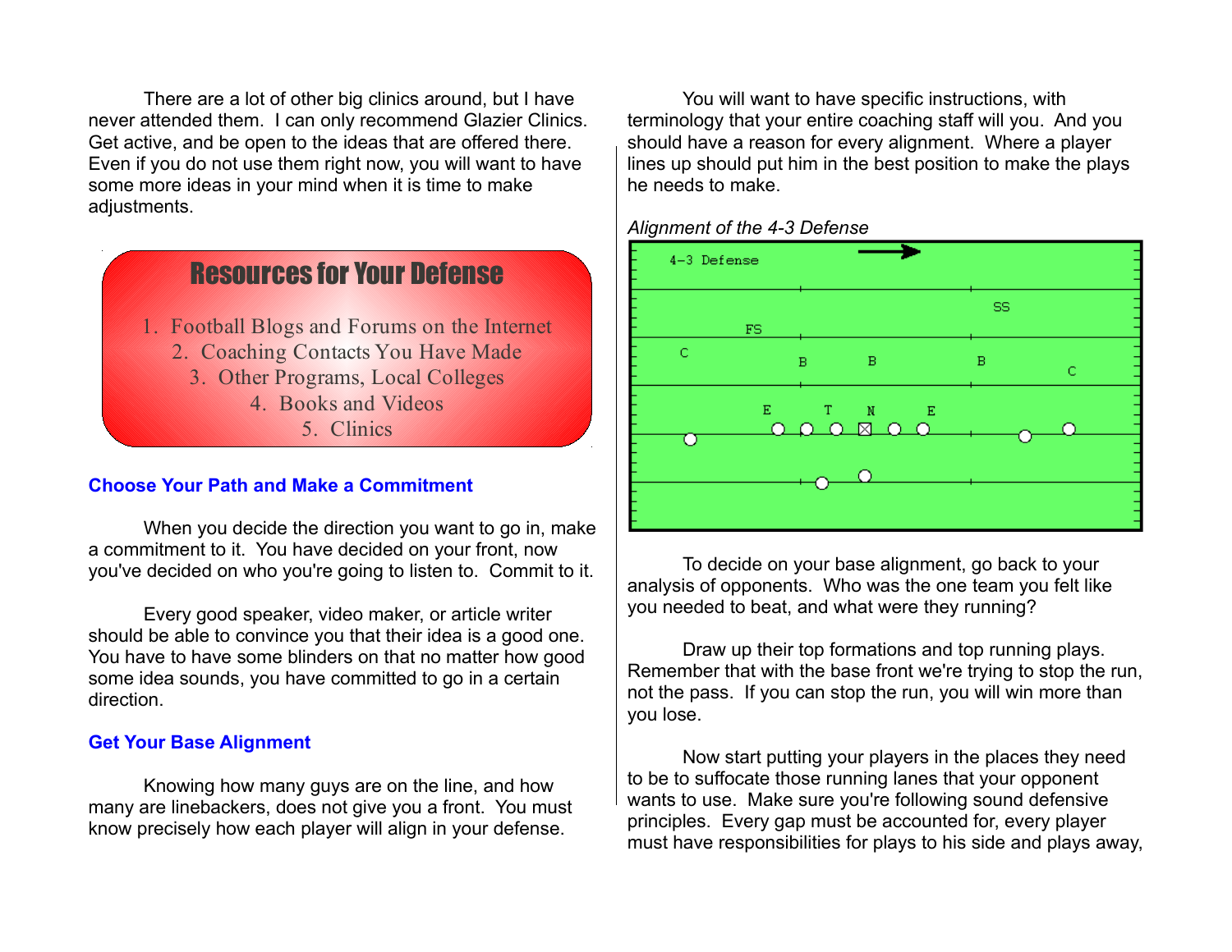There are a lot of other big clinics around, but I have never attended them. I can only recommend Glazier Clinics. Get active, and be open to the ideas that are offered there. Even if you do not use them right now, you will want to have some more ideas in your mind when it is time to make adjustments.

**Resources for Your Defense**

1. Football Blogs and Forums on the Internet
2. Coaching Contacts You Have Made
3. Other Programs, Local Colleges
4. Books and Videos
5. Clinics

### Choose Your Path and Make a Commitment

When you decide the direction you want to go in, make a commitment to it. You have decided on your front, now you've decided on who you're going to listen to. Commit to it.

Every good speaker, video maker, or article writer should be able to convince you that their idea is a good one. You have to have some blinders on that no matter how good some idea sounds, you have committed to go in a certain direction.

### Get Your Base Alignment

Knowing how many guys are on the line, and how many are linebackers, does not give you a front. You must know precisely how each player will align in your defense.

You will want to have specific instructions, with terminology that your entire coaching staff will you. And you should have a reason for every alignment. Where a player lines up should put him in the best position to make the plays he needs to make.

*Alignment of the 4-3 Defense*

4-3 Defense

To decide on your base alignment, go back to your analysis of opponents. Who was the one team you felt like you needed to beat, and what were they running?

Draw up their top formations and top running plays. Remember that with the base front we're trying to stop the run, not the pass. If you can stop the run, you will win more than you lose.

Now start putting your players in the places they need to be to suffocate those running lanes that your opponent wants to use. Make sure you're following sound defensive principles. Every gap must be accounted for, every player must have responsibilities for plays to his side and plays away,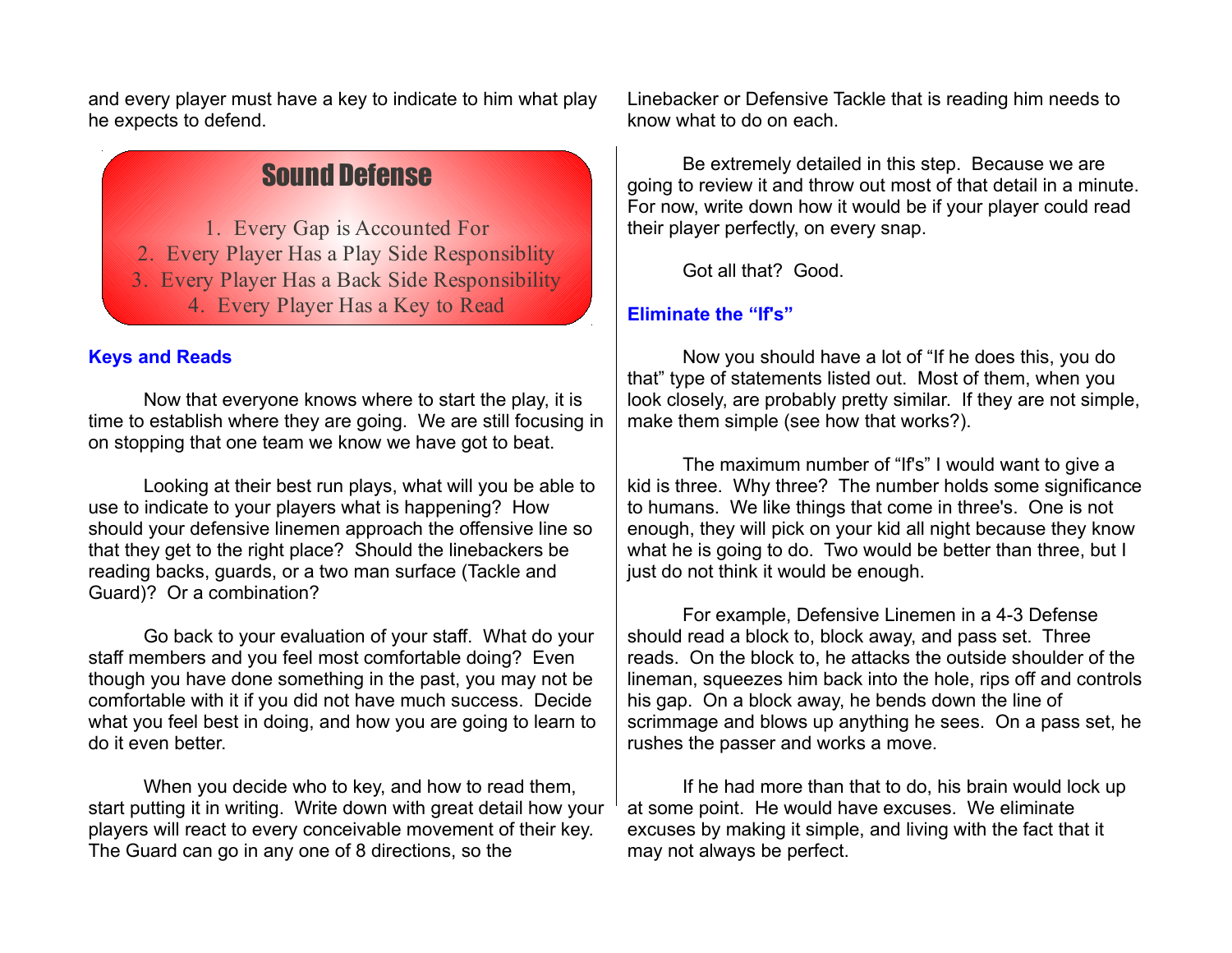and every player must have a key to indicate to him what play he expects to defend.

**Sound Defense**

1. Every Gap is Accounted For
2. Every Player Has a Play Side Responsiblity
3. Every Player Has a Back Side Responsibility
4. Every Player Has a Key to Read

### Keys and Reads

Now that everyone knows where to start the play, it is time to establish where they are going. We are still focusing in on stopping that one team we know we have got to beat.

Looking at their best run plays, what will you be able to use to indicate to your players what is happening? How should your defensive linemen approach the offensive line so that they get to the right place? Should the linebackers be reading backs, guards, or a two man surface (Tackle and Guard)? Or a combination?

Go back to your evaluation of your staff. What do your staff members and you feel most comfortable doing? Even though you have done something in the past, you may not be comfortable with it if you did not have much success. Decide what you feel best in doing, and how you are going to learn to do it even better.

When you decide who to key, and how to read them, start putting it in writing. Write down with great detail how your players will react to every conceivable movement of their key. The Guard can go in any one of 8 directions, so the Linebacker or Defensive Tackle that is reading him needs to know what to do on each.

Be extremely detailed in this step. Because we are going to review it and throw out most of that detail in a minute. For now, write down how it would be if your player could read their player perfectly, on every snap.

Got all that? Good.

### Eliminate the "If's"

Now you should have a lot of "If he does this, you do that" type of statements listed out. Most of them, when you look closely, are probably pretty similar. If they are not simple, make them simple (see how that works?).

The maximum number of "If's" I would want to give a kid is three. Why three? The number holds some significance to humans. We like things that come in three's. One is not enough, they will pick on your kid all night because they know what he is going to do. Two would be better than three, but I just do not think it would be enough.

For example, Defensive Linemen in a 4-3 Defense should read a block to, block away, and pass set. Three reads. On the block to, he attacks the outside shoulder of the lineman, squeezes him back into the hole, rips off and controls his gap. On a block away, he bends down the line of scrimmage and blows up anything he sees. On a pass set, he rushes the passer and works a move.

If he had more than that to do, his brain would lock up at some point. He would have excuses. We eliminate excuses by making it simple, and living with the fact that it may not always be perfect.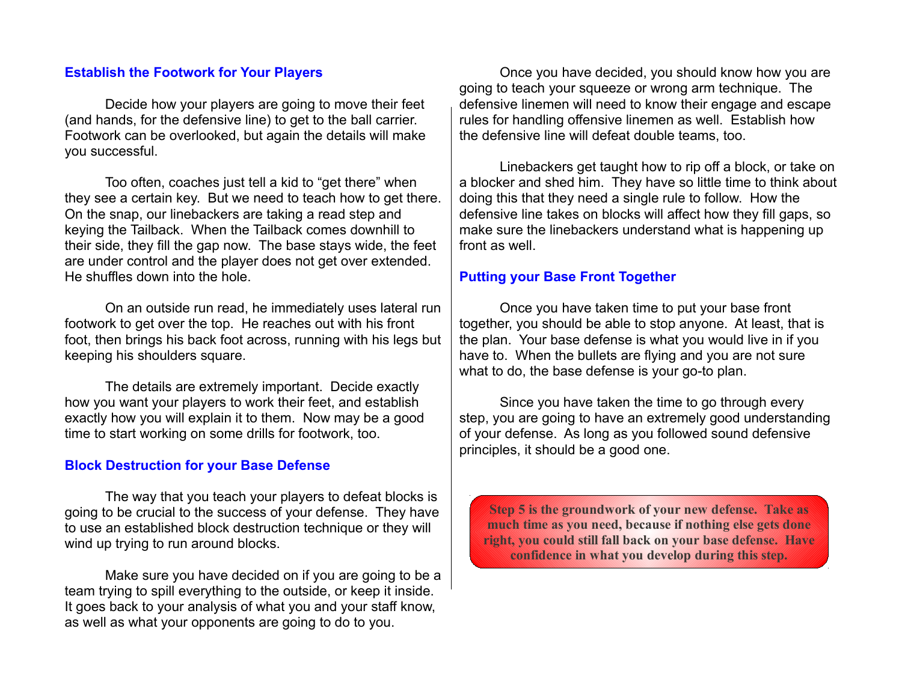## Establish the Footwork for Your Players

Decide how your players are going to move their feet (and hands, for the defensive line) to get to the ball carrier. Footwork can be overlooked, but again the details will make you successful.

Too often, coaches just tell a kid to “get there” when they see a certain key. But we need to teach how to get there. On the snap, our linebackers are taking a read step and keying the Tailback. When the Tailback comes downhill to their side, they fill the gap now. The base stays wide, the feet are under control and the player does not get over extended. He shuffles down into the hole.

On an outside run read, he immediately uses lateral run footwork to get over the top. He reaches out with his front foot, then brings his back foot across, running with his legs but keeping his shoulders square.

The details are extremely important. Decide exactly how you want your players to work their feet, and establish exactly how you will explain it to them. Now may be a good time to start working on some drills for footwork, too.

## Block Destruction for your Base Defense

The way that you teach your players to defeat blocks is going to be crucial to the success of your defense. They have to use an established block destruction technique or they will wind up trying to run around blocks.

Make sure you have decided on if you are going to be a team trying to spill everything to the outside, or keep it inside. It goes back to your analysis of what you and your staff know, as well as what your opponents are going to do to you.

Once you have decided, you should know how you are going to teach your squeeze or wrong arm technique. The defensive linemen will need to know their engage and escape rules for handling offensive linemen as well. Establish how the defensive line will defeat double teams, too.

Linebackers get taught how to rip off a block, or take on a blocker and shed him. They have so little time to think about doing this that they need a single rule to follow. How the defensive line takes on blocks will affect how they fill gaps, so make sure the linebackers understand what is happening up front as well.

## Putting your Base Front Together

Once you have taken time to put your base front together, you should be able to stop anyone. At least, that is the plan. Your base defense is what you would live in if you have to. When the bullets are flying and you are not sure what to do, the base defense is your go-to plan.

Since you have taken the time to go through every step, you are going to have an extremely good understanding of your defense. As long as you followed sound defensive principles, it should be a good one.

**Step 5 is the groundwork of your new defense. Take as much time as you need, because if nothing else gets done right, you could still fall back on your base defense. Have confidence in what you develop during this step.**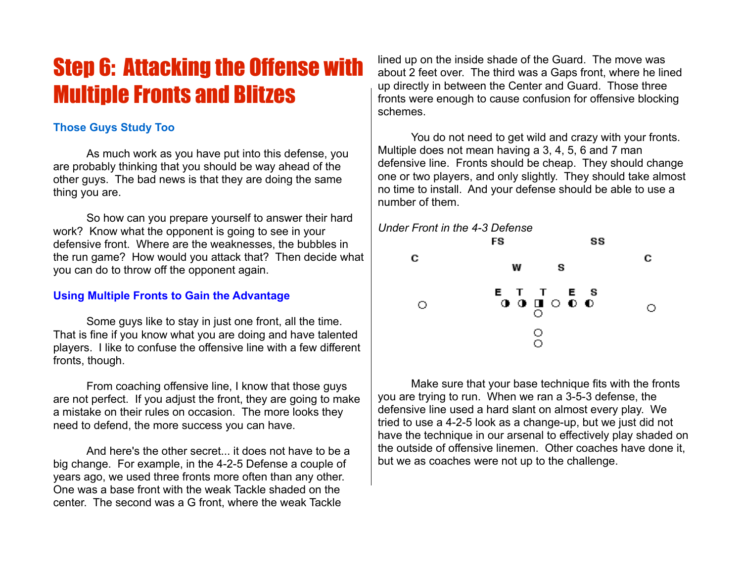# Step 6: Attacking the Offense with Multiple Fronts and Blitzes

### Those Guys Study Too

As much work as you have put into this defense, you are probably thinking that you should be way ahead of the other guys. The bad news is that they are doing the same thing you are.

So how can you prepare yourself to answer their hard work? Know what the opponent is going to see in your defensive front. Where are the weaknesses, the bubbles in the run game? How would you attack that? Then decide what you can do to throw off the opponent again.

### Using Multiple Fronts to Gain the Advantage

Some guys like to stay in just one front, all the time. That is fine if you know what you are doing and have talented players. I like to confuse the offensive line with a few different fronts, though.

From coaching offensive line, I know that those guys are not perfect. If you adjust the front, they are going to make a mistake on their rules on occasion. The more looks they need to defend, the more success you can have.

And here's the other secret... it does not have to be a big change. For example, in the 4-2-5 Defense a couple of years ago, we used three fronts more often than any other. One was a base front with the weak Tackle shaded on the center. The second was a G front, where the weak Tackle lined up on the inside shade of the Guard. The move was about 2 feet over. The third was a Gaps front, where he lined up directly in between the Center and Guard. Those three fronts were enough to cause confusion for offensive blocking schemes.

You do not need to get wild and crazy with your fronts. Multiple does not mean having a 3, 4, 5, 6 and 7 man defensive line. Fronts should be cheap. They should change one or two players, and only slightly. They should take almost no time to install. And your defense should be able to use a number of them.

*Under Front in the 4-3 Defense*

```
                 FS                  SS
C                                              C
                    W        S

                 E    T    T     E    S
O                ◑    ◑    ◨  O  ◐    ◐        O
                           O

                           O
                           O
```

Make sure that your base technique fits with the fronts you are trying to run. When we ran a 3-5-3 defense, the defensive line used a hard slant on almost every play. We tried to use a 4-2-5 look as a change-up, but we just did not have the technique in our arsenal to effectively play shaded on the outside of offensive linemen. Other coaches have done it, but we as coaches were not up to the challenge.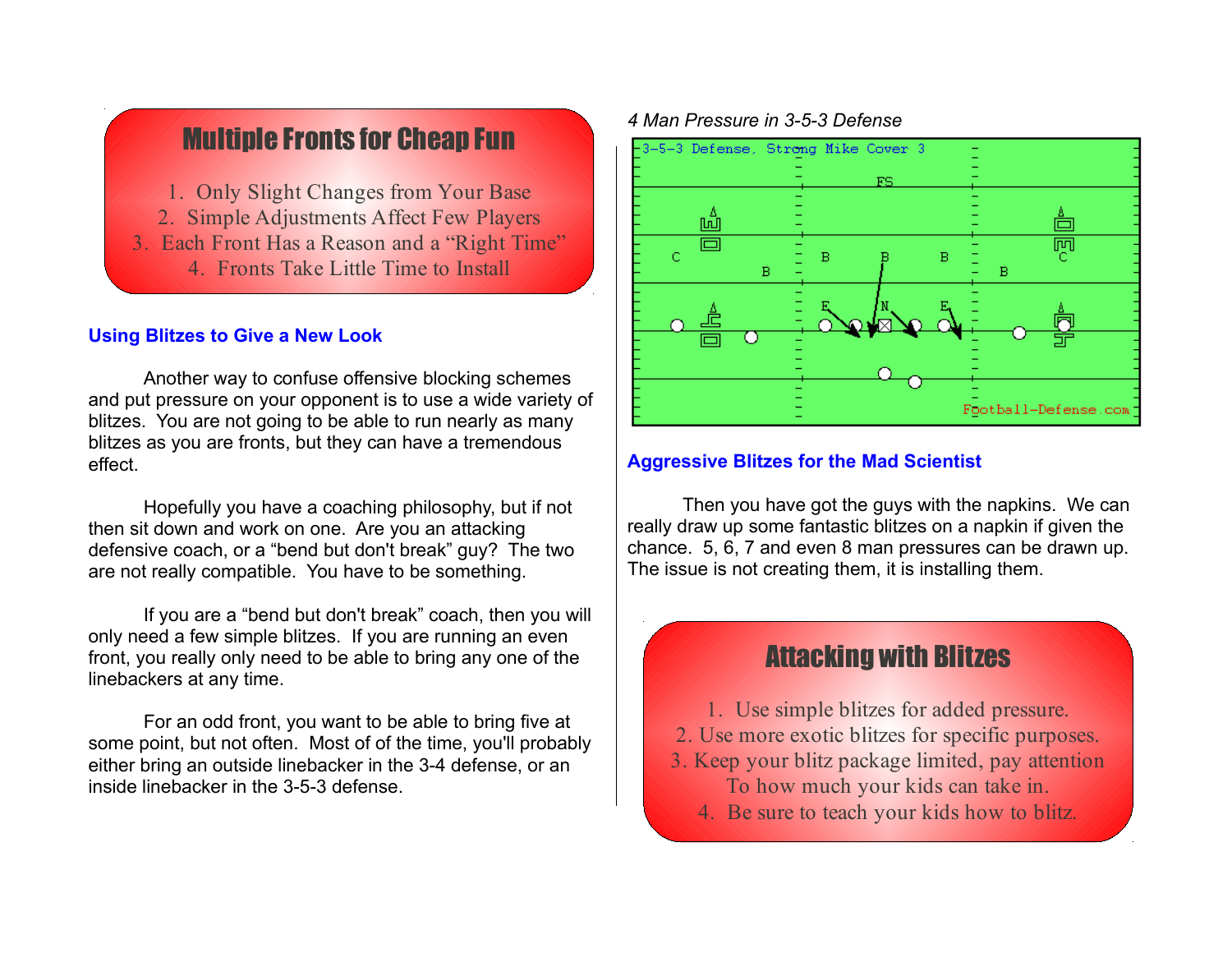## Multiple Fronts for Cheap Fun

1. Only Slight Changes from Your Base
2. Simple Adjustments Affect Few Players
3. Each Front Has a Reason and a "Right Time"
4. Fronts Take Little Time to Install

### Using Blitzes to Give a New Look

Another way to confuse offensive blocking schemes and put pressure on your opponent is to use a wide variety of blitzes. You are not going to be able to run nearly as many blitzes as you are fronts, but they can have a tremendous effect.

Hopefully you have a coaching philosophy, but if not then sit down and work on one. Are you an attacking defensive coach, or a "bend but don't break" guy? The two are not really compatible. You have to be something.

If you are a "bend but don't break" coach, then you will only need a few simple blitzes. If you are running an even front, you really only need to be able to bring any one of the linebackers at any time.

For an odd front, you want to be able to bring five at some point, but not often. Most of of the time, you'll probably either bring an outside linebacker in the 3-4 defense, or an inside linebacker in the 3-5-3 defense.

*4 Man Pressure in 3-5-3 Defense*

3-5-3 Defense, Strong Mike Cover 3

Football-Defense.com

### Aggressive Blitzes for the Mad Scientist

Then you have got the guys with the napkins. We can really draw up some fantastic blitzes on a napkin if given the chance. 5, 6, 7 and even 8 man pressures can be drawn up. The issue is not creating them, it is installing them.

## Attacking with Blitzes

1. Use simple blitzes for added pressure.
2. Use more exotic blitzes for specific purposes.
3. Keep your blitz package limited, pay attention To how much your kids can take in.
4. Be sure to teach your kids how to blitz.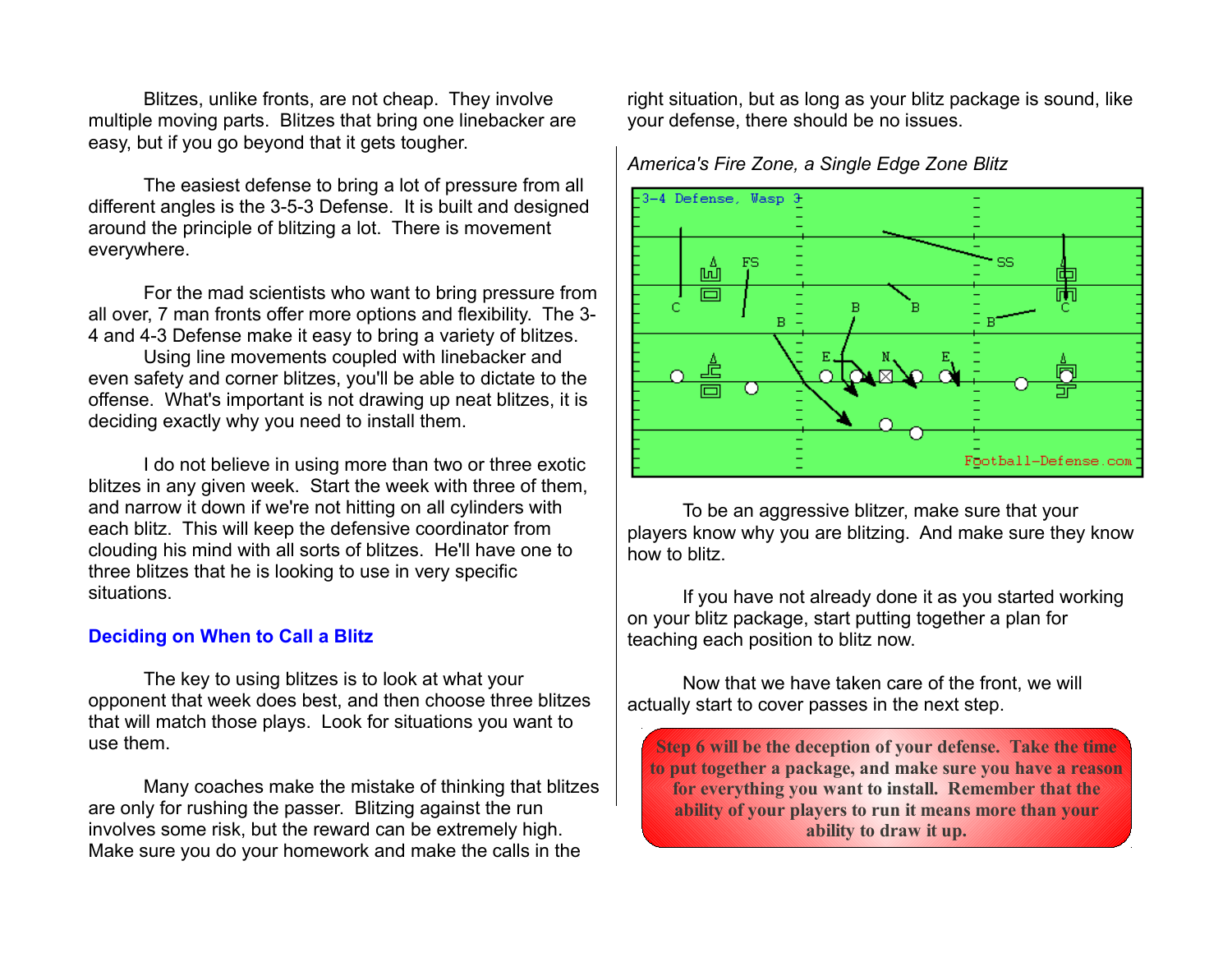Blitzes, unlike fronts, are not cheap. They involve multiple moving parts. Blitzes that bring one linebacker are easy, but if you go beyond that it gets tougher.

The easiest defense to bring a lot of pressure from all different angles is the 3-5-3 Defense. It is built and designed around the principle of blitzing a lot. There is movement everywhere.

For the mad scientists who want to bring pressure from all over, 7 man fronts offer more options and flexibility. The 3-4 and 4-3 Defense make it easy to bring a variety of blitzes. Using line movements coupled with linebacker and even safety and corner blitzes, you'll be able to dictate to the offense. What's important is not drawing up neat blitzes, it is deciding exactly why you need to install them.

I do not believe in using more than two or three exotic blitzes in any given week. Start the week with three of them, and narrow it down if we're not hitting on all cylinders with each blitz. This will keep the defensive coordinator from clouding his mind with all sorts of blitzes. He'll have one to three blitzes that he is looking to use in very specific situations.

## Deciding on When to Call a Blitz

The key to using blitzes is to look at what your opponent that week does best, and then choose three blitzes that will match those plays. Look for situations you want to use them.

Many coaches make the mistake of thinking that blitzes are only for rushing the passer. Blitzing against the run involves some risk, but the reward can be extremely high. Make sure you do your homework and make the calls in the right situation, but as long as your blitz package is sound, like your defense, there should be no issues.

*America's Fire Zone, a Single Edge Zone Blitz*

To be an aggressive blitzer, make sure that your players know why you are blitzing. And make sure they know how to blitz.

If you have not already done it as you started working on your blitz package, start putting together a plan for teaching each position to blitz now.

Now that we have taken care of the front, we will actually start to cover passes in the next step.

**Step 6 will be the deception of your defense. Take the time to put together a package, and make sure you have a reason for everything you want to install. Remember that the ability of your players to run it means more than your ability to draw it up.**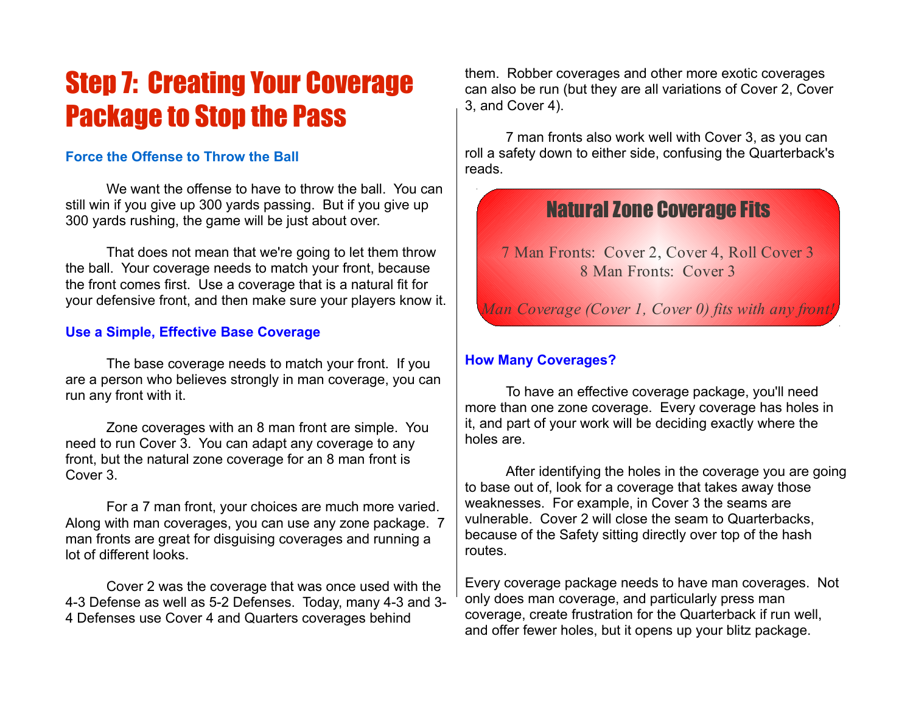# Step 7: Creating Your Coverage Package to Stop the Pass

### Force the Offense to Throw the Ball

We want the offense to have to throw the ball. You can still win if you give up 300 yards passing. But if you give up 300 yards rushing, the game will be just about over.

That does not mean that we're going to let them throw the ball. Your coverage needs to match your front, because the front comes first. Use a coverage that is a natural fit for your defensive front, and then make sure your players know it.

### Use a Simple, Effective Base Coverage

The base coverage needs to match your front. If you are a person who believes strongly in man coverage, you can run any front with it.

Zone coverages with an 8 man front are simple. You need to run Cover 3. You can adapt any coverage to any front, but the natural zone coverage for an 8 man front is Cover 3.

For a 7 man front, your choices are much more varied. Along with man coverages, you can use any zone package. 7 man fronts are great for disguising coverages and running a lot of different looks.

Cover 2 was the coverage that was once used with the 4-3 Defense as well as 5-2 Defenses. Today, many 4-3 and 3-4 Defenses use Cover 4 and Quarters coverages behind them. Robber coverages and other more exotic coverages can also be run (but they are all variations of Cover 2, Cover 3, and Cover 4).

7 man fronts also work well with Cover 3, as you can roll a safety down to either side, confusing the Quarterback's reads.

> **Natural Zone Coverage Fits**
>
> 7 Man Fronts: Cover 2, Cover 4, Roll Cover 3
> 8 Man Fronts: Cover 3
>
> *Man Coverage (Cover 1, Cover 0) fits with any front!*

### How Many Coverages?

To have an effective coverage package, you'll need more than one zone coverage. Every coverage has holes in it, and part of your work will be deciding exactly where the holes are.

After identifying the holes in the coverage you are going to base out of, look for a coverage that takes away those weaknesses. For example, in Cover 3 the seams are vulnerable. Cover 2 will close the seam to Quarterbacks, because of the Safety sitting directly over top of the hash routes.

Every coverage package needs to have man coverages. Not only does man coverage, and particularly press man coverage, create frustration for the Quarterback if run well, and offer fewer holes, but it opens up your blitz package.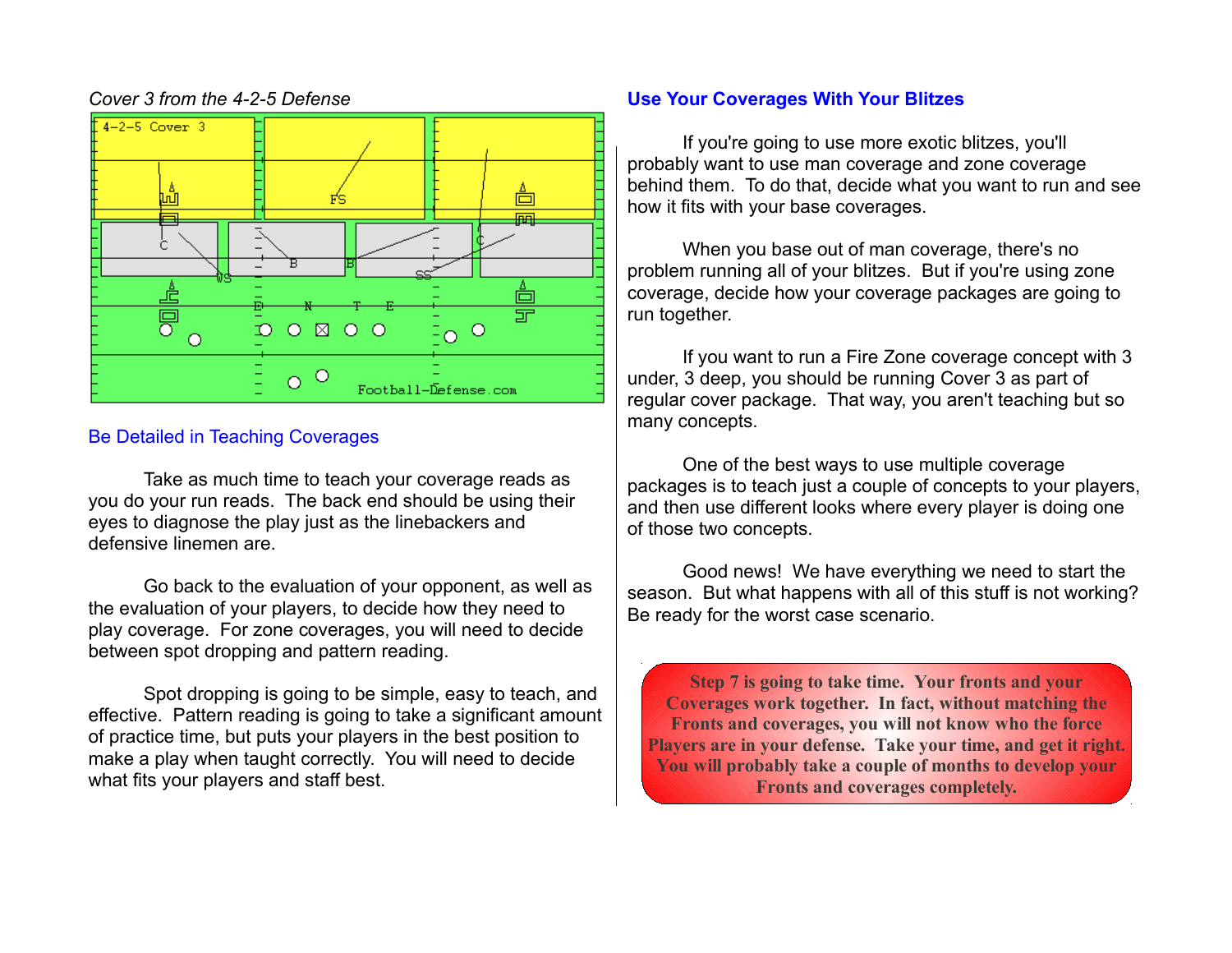*Cover 3 from the 4-2-5 Defense*

## Be Detailed in Teaching Coverages

Take as much time to teach your coverage reads as you do your run reads. The back end should be using their eyes to diagnose the play just as the linebackers and defensive linemen are.

Go back to the evaluation of your opponent, as well as the evaluation of your players, to decide how they need to play coverage. For zone coverages, you will need to decide between spot dropping and pattern reading.

Spot dropping is going to be simple, easy to teach, and effective. Pattern reading is going to take a significant amount of practice time, but puts your players in the best position to make a play when taught correctly. You will need to decide what fits your players and staff best.

## Use Your Coverages With Your Blitzes

If you're going to use more exotic blitzes, you'll probably want to use man coverage and zone coverage behind them. To do that, decide what you want to run and see how it fits with your base coverages.

When you base out of man coverage, there's no problem running all of your blitzes. But if you're using zone coverage, decide how your coverage packages are going to run together.

If you want to run a Fire Zone coverage concept with 3 under, 3 deep, you should be running Cover 3 as part of regular cover package. That way, you aren't teaching but so many concepts.

One of the best ways to use multiple coverage packages is to teach just a couple of concepts to your players, and then use different looks where every player is doing one of those two concepts.

Good news! We have everything we need to start the season. But what happens with all of this stuff is not working? Be ready for the worst case scenario.

**Step 7 is going to take time. Your fronts and your Coverages work together. In fact, without matching the Fronts and coverages, you will not know who the force Players are in your defense. Take your time, and get it right. You will probably take a couple of months to develop your Fronts and coverages completely.**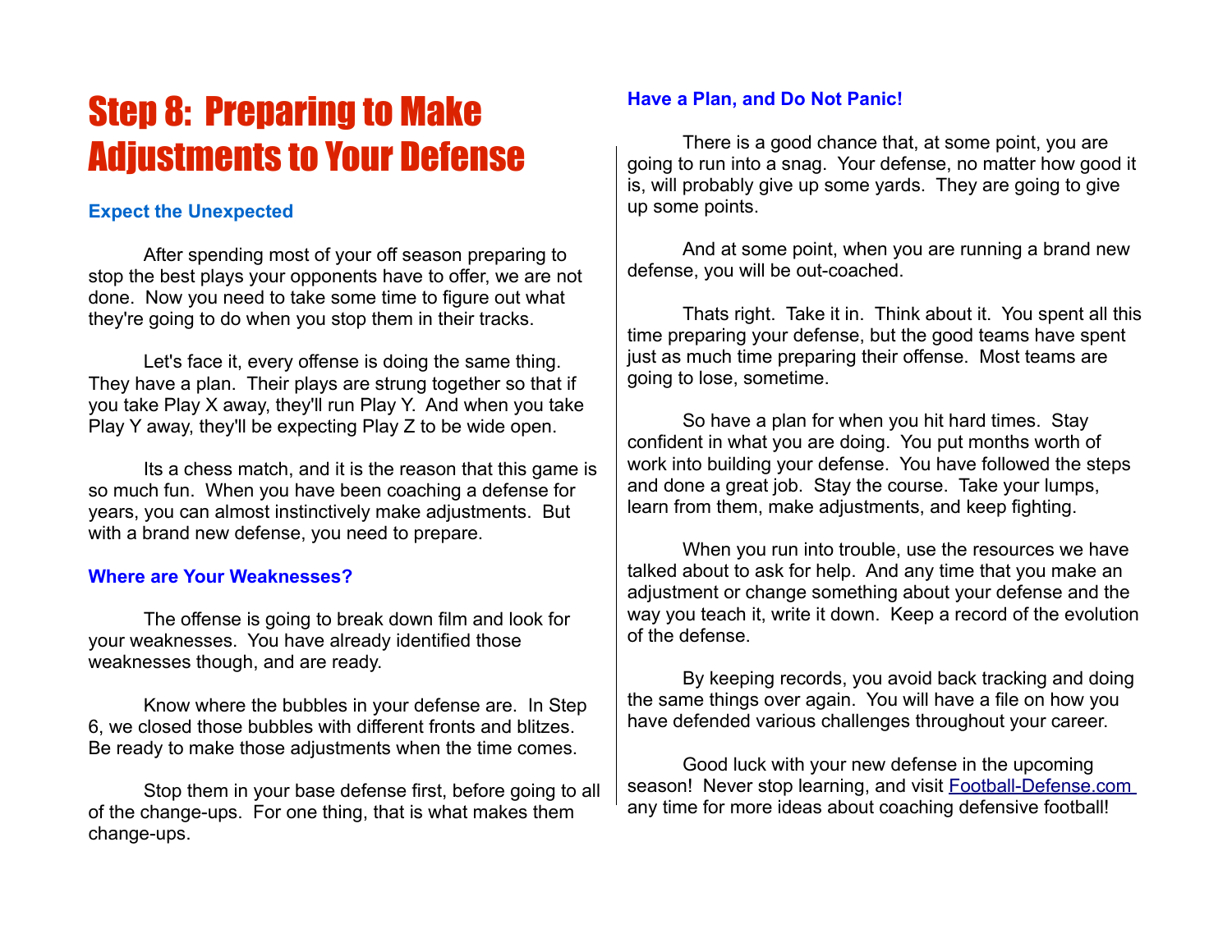# Step 8: Preparing to Make Adjustments to Your Defense

### Expect the Unexpected

After spending most of your off season preparing to stop the best plays your opponents have to offer, we are not done. Now you need to take some time to figure out what they're going to do when you stop them in their tracks.

Let's face it, every offense is doing the same thing. They have a plan. Their plays are strung together so that if you take Play X away, they'll run Play Y. And when you take Play Y away, they'll be expecting Play Z to be wide open.

Its a chess match, and it is the reason that this game is so much fun. When you have been coaching a defense for years, you can almost instinctively make adjustments. But with a brand new defense, you need to prepare.

### Where are Your Weaknesses?

The offense is going to break down film and look for your weaknesses. You have already identified those weaknesses though, and are ready.

Know where the bubbles in your defense are. In Step 6, we closed those bubbles with different fronts and blitzes. Be ready to make those adjustments when the time comes.

Stop them in your base defense first, before going to all of the change-ups. For one thing, that is what makes them change-ups.

### Have a Plan, and Do Not Panic!

There is a good chance that, at some point, you are going to run into a snag. Your defense, no matter how good it is, will probably give up some yards. They are going to give up some points.

And at some point, when you are running a brand new defense, you will be out-coached.

Thats right. Take it in. Think about it. You spent all this time preparing your defense, but the good teams have spent just as much time preparing their offense. Most teams are going to lose, sometime.

So have a plan for when you hit hard times. Stay confident in what you are doing. You put months worth of work into building your defense. You have followed the steps and done a great job. Stay the course. Take your lumps, learn from them, make adjustments, and keep fighting.

When you run into trouble, use the resources we have talked about to ask for help. And any time that you make an adjustment or change something about your defense and the way you teach it, write it down. Keep a record of the evolution of the defense.

By keeping records, you avoid back tracking and doing the same things over again. You will have a file on how you have defended various challenges throughout your career.

Good luck with your new defense in the upcoming season! Never stop learning, and visit Football-Defense.com any time for more ideas about coaching defensive football!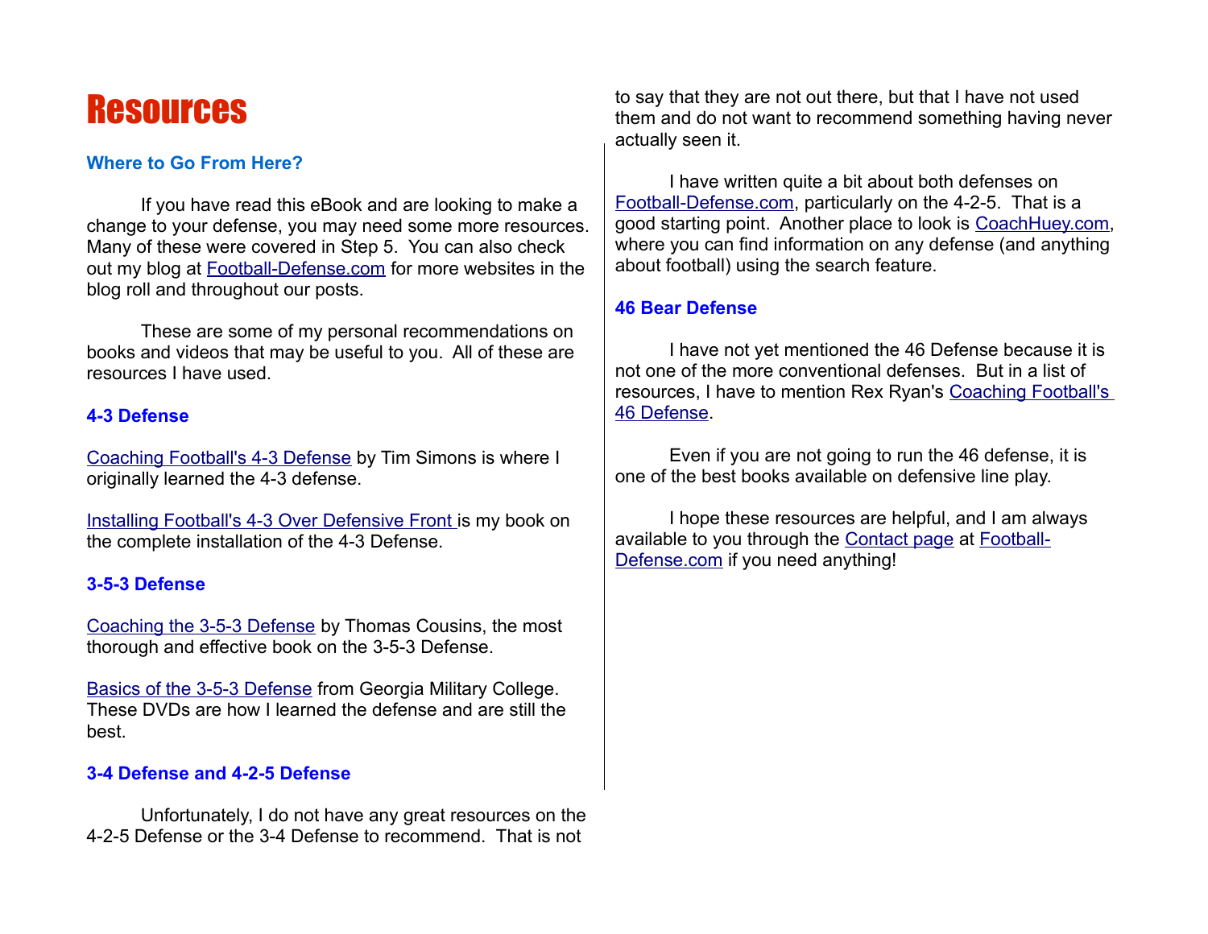# Resources

### Where to Go From Here?

If you have read this eBook and are looking to make a change to your defense, you may need some more resources. Many of these were covered in Step 5. You can also check out my blog at Football-Defense.com for more websites in the blog roll and throughout our posts.

These are some of my personal recommendations on books and videos that may be useful to you. All of these are resources I have used.

### 4-3 Defense

Coaching Football's 4-3 Defense by Tim Simons is where I originally learned the 4-3 defense.

Installing Football's 4-3 Over Defensive Front is my book on the complete installation of the 4-3 Defense.

### 3-5-3 Defense

Coaching the 3-5-3 Defense by Thomas Cousins, the most thorough and effective book on the 3-5-3 Defense.

Basics of the 3-5-3 Defense from Georgia Military College. These DVDs are how I learned the defense and are still the best.

### 3-4 Defense and 4-2-5 Defense

Unfortunately, I do not have any great resources on the 4-2-5 Defense or the 3-4 Defense to recommend. That is not to say that they are not out there, but that I have not used them and do not want to recommend something having never actually seen it.

I have written quite a bit about both defenses on Football-Defense.com, particularly on the 4-2-5. That is a good starting point. Another place to look is CoachHuey.com, where you can find information on any defense (and anything about football) using the search feature.

### 46 Bear Defense

I have not yet mentioned the 46 Defense because it is not one of the more conventional defenses. But in a list of resources, I have to mention Rex Ryan's Coaching Football's 46 Defense.

Even if you are not going to run the 46 defense, it is one of the best books available on defensive line play.

I hope these resources are helpful, and I am always available to you through the Contact page at Football-Defense.com if you need anything!